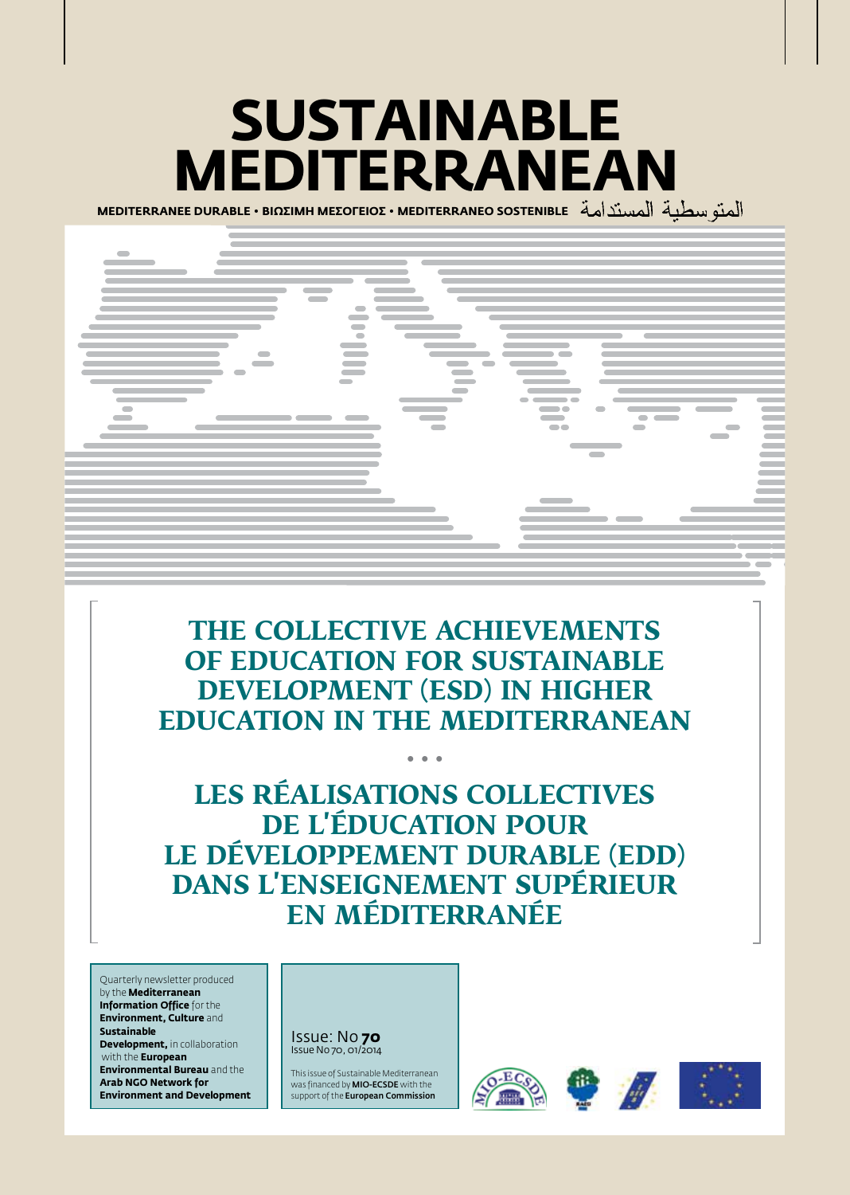# SUSTAINABLE MEDITERRANEAN

MEDITERRANEE DURABLE • ΒΙΩΣΙΜΗ ΜΕΣΟΓΕΙΟΣ • MEDITERRANEO SOSTENIBLE المتوسطية المستدامة

## THE COLLECTIVE ACHIEVEMENTS OF EDUCATION FOR SUSTAINABLE DEVELOPMENT (ESD) IN HIGHER EDUCATION IN THE MEDITERRANEAN

• • •

## LES RÉALISATIONS COLLECTIVES DE L'ÉDUCATION POUR LE DÉVELOPPEMENT DURABLE (EDD) DANS L'ENSEIGNEMENT SUPÉRIEUR EN MÉDITERRANÉE

Quarterly newsletter produced by the **Mediterranean Information Office** for the **Environment, Culture** and **Sustainable Development,** in collaboration with the **European Environmental Bureau** and the **Arab NGO Network for Environment and Development**

Issue: No **70**
Issue No 70, 01/2014

This issue of Sustainable Mediterranean was financed by **MIO-ECSDE** with the support of the **European Commission**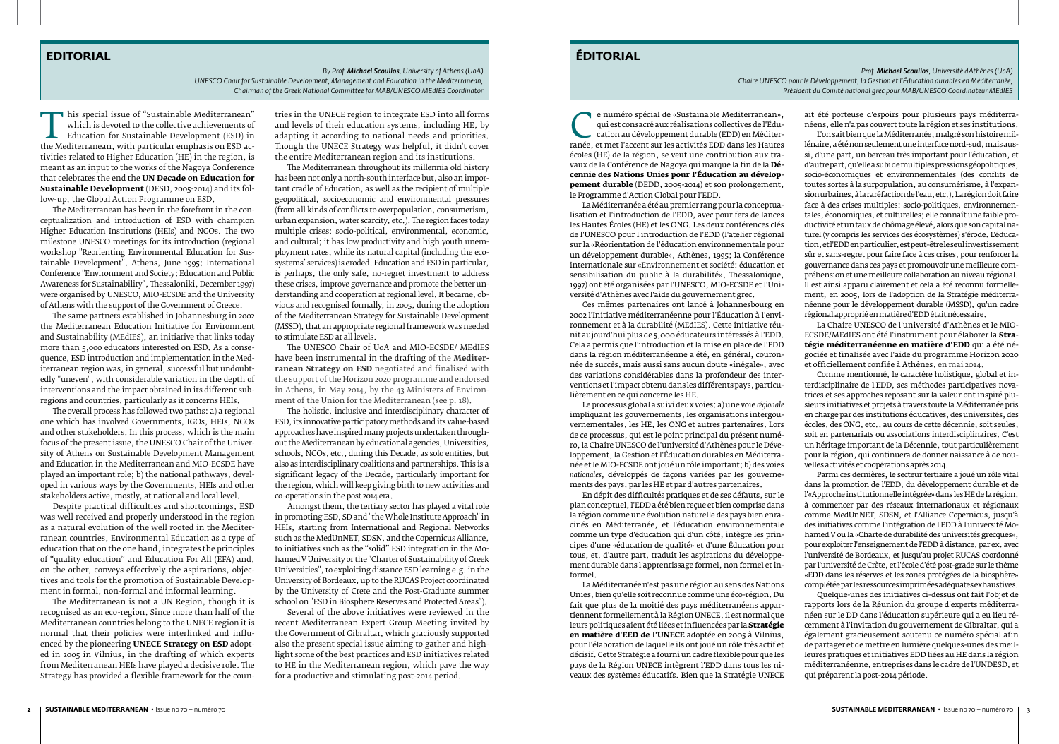# EDITORIAL

*By Prof. **Michael Scoullos**, University of Athens (UoA)*
*UNESCO Chair for Sustainable Development, Management and Education in the Mediterranean,*
*Chairman of the Greek National Committee for MAB/UNESCO MEdIES Coordinator*

This special issue of "Sustainable Mediterranean" which is devoted to the collective achievements of Education for Sustainable Development (ESD) in the Mediterranean, with particular emphasis on ESD activities related to Higher Education (HE) in the region, is meant as an input to the works of the Nagoya Conference that celebrates the end the **UN Decade on Education for Sustainable Development** (DESD, 2005-2014) and its follow-up, the Global Action Programme on ESD.

The Mediterranean has been in the forefront in the conceptualization and introduction of ESD with champion Higher Education Institutions (HEIs) and NGOs. The two milestone UNESCO meetings for its introduction (regional workshop "Reorienting Environmental Education for Sustainable Development", Athens, June 1995; International Conference "Environment and Society: Education and Public Awareness for Sustainability", Thessaloniki, December 1997) were organised by UNESCO, MIO-ECSDE and the University of Athens with the support of the Government of Greece.

The same partners established in Johannesburg in 2002 the Mediterranean Education Initiative for Environment and Sustainability (MEdIES), an initiative that links today more than 5,000 educators interested on ESD. As a consequence, ESD introduction and implementation in the Mediterranean region was, in general, successful but undoubtedly "uneven", with considerable variation in the depth of interventions and the impact obtained in its different subregions and countries, particularly as it concerns HEIs.

The overall process has followed two paths: a) a regional one which has involved Governments, IGOs, HEIs, NGOs and other stakeholders. In this process, which is the main focus of the present issue, the UNESCO Chair of the University of Athens on Sustainable Development Management and Education in the Mediterranean and MIO-ECSDE have played an important role; b) the national pathways, developed in various ways by the Governments, HEIs and other stakeholders active, mostly, at national and local level.

Despite practical difficulties and shortcomings, ESD was well received and properly understood in the region as a natural evolution of the well rooted in the Mediterranean countries, Environmental Education as a type of education that on the one hand, integrates the principles of "quality education" and Education For All (EFA) and, on the other, conveys effectively the aspirations, objectives and tools for the promotion of Sustainable Development in formal, non-formal and informal learning.

The Mediterranean is not a UN Region, though it is recognised as an eco-region. Since more than half of the Mediterranean countries belong to the UNECE region it is normal that their policies were interlinked and influenced by the pioneering **UNECE Strategy on ESD** adopted in 2005 in Vilnius, in the drafting of which experts from Mediterranean HEIs have played a decisive role. The Strategy has provided a flexible framework for the countries in the UNECE region to integrate ESD into all forms and levels of their education systems, including HE, by adapting it according to national needs and priorities. Though the UNECE Strategy was helpful, it didn't cover the entire Mediterranean region and its institutions.

The Mediterranean throughout its millennia old history has been not only a north-south interface but, also an important cradle of Education, as well as the recipient of multiple geopolitical, socioeconomic and environmental pressures (from all kinds of conflicts to overpopulation, consumerism, urban expansion, water scarcity, etc.). The region faces today multiple crises: socio-political, environmental, economic, and cultural; it has low productivity and high youth unemployment rates, while its natural capital (including the ecosystems' services) is eroded. Education and ESD in particular, is perhaps, the only safe, no-regret investment to address these crises, improve governance and promote the better understanding and cooperation at regional level. It became, obvious and recognised formally, in 2005, during the adoption of the Mediterranean Strategy for Sustainable Development (MSSD), that an appropriate regional framework was needed to stimulate ESD at all levels.

The UNESCO Chair of UoA and MIO-ECSDE/ MEdIES have been instrumental in the drafting of the **Mediterranean Strategy on ESD** negotiated and finalised with the support of the Horizon 2020 programme and endorsed in Athens, in May 2014, by the 43 Ministers of Environment of the Union for the Mediterranean (see p. 18).

The holistic, inclusive and interdisciplinary character of ESD, its innovative participatory methods and its value-based approaches have inspired many projects undertaken throughout the Mediterranean by educational agencies, Universities, schools, NGOs, etc., during this Decade, as solo entities, but also as interdisciplinary coalitions and partnerships. This is a significant legacy of the Decade, particularly important for the region, which will keep giving birth to new activities and co-operations in the post 2014 era.

Amongst them, the tertiary sector has played a vital role in promoting ESD, SD and "the Whole Institute Approach" in HEIs, starting from International and Regional Networks such as the MedUnNET, SDSN, and the Copernicus Alliance, to initiatives such as the "solid" ESD integration in the Mohamed V University or the "Charter of Sustainability of Greek Universities", to exploiting distance ESD learning e.g. in the University of Bordeaux, up to the RUCAS Project coordinated by the University of Crete and the Post-Graduate summer school on "ESD in Biosphere Reserves and Protected Areas").

Several of the above initiatives were reviewed in the recent Mediterranean Expert Group Meeting invited by the Government of Gibraltar, which graciously supported also the present special issue aiming to gather and highlight some of the best practices and ESD initiatives related to HE in the Mediterranean region, which pave the way for a productive and stimulating post-2014 period.

# ÉDITORIAL

*Prof. **Michael Scoullos**, Université d'Athènes (UoA)*
*Chaire UNESCO pour le Développement, la Gestion et l'Éducation durables en Méditerranée,*
*Président du Comité national grec pour MAB/UNESCO Coordinateur MEdIES*

Ce numéro spécial de «Sustainable Mediterranean», qui est consacré aux réalisations collectives de l'Éducation au développement durable (EDD) en Méditerranée, et met l'accent sur les activités EDD dans les Hautes écoles (HE) de la région, se veut une contribution aux travaux de la Conférence de Nagoya qui marque la fin de la **Décennie des Nations Unies pour l'Éducation au développement durable** (DEDD, 2005-2014) et son prolongement, le Programme d'Action Global pour l'EDD.

La Méditerranée a été au premier rang pour la conceptualisation et l'introduction de l'EDD, avec pour fers de lances les Hautes Écoles (HE) et les ONG. Les deux conférences clés de l'UNESCO pour l'introduction de l'EDD (l'atelier régional sur la «Réorientation de l'éducation environnementale pour un développement durable», Athènes, 1995; la Conférence internationale sur «Environnement et société: éducation et sensibilisation du public à la durabilité», Thessalonique, 1997) ont été organisées par l'UNESCO, MIO-ECSDE et l'Université d'Athènes avec l'aide du gouvernement grec.

Ces mêmes partenaires ont lancé à Johannesbourg en 2002 l'Initiative méditerranéenne pour l'Éducation à l'environnement et à la durabilité (MEdIES). Cette initiative réunit aujourd'hui plus de 5,000 éducateurs intéressés à l'EDD. Cela a permis que l'introduction et la mise en place de l'EDD dans la région méditerranéenne a été, en général, couronnée de succès, mais aussi sans aucun doute «inégale», avec des variations considérables dans la profondeur des interventions et l'impact obtenu dans les différents pays, particulièrement en ce qui concerne les HE.

Le processus global a suivi deux voies: a) une voie *régionale* impliquant les gouvernements, les organisations intergouvernementales, les HE, les ONG et autres partenaires. Lors de ce processus, qui est le point principal du présent numéro, la Chaire UNESCO de l'université d'Athènes pour le Développement, la Gestion et l'Éducation durables en Méditerranée et le MIO-ECSDE ont joué un rôle important; b) des voies *nationales*, développés de façons variées par les gouvernements des pays, par les HE et par d'autres partenaires.

En dépit des difficultés pratiques et de ses défauts, sur le plan conceptuel, l'EDD a été bien reçue et bien comprise dans la région comme une évolution naturelle des pays bien enracinés en Méditerranée, et l'éducation environnementale comme un type d'éducation qui d'un côté, intègre les principes d'une «éducation de qualité» et d'une Éducation pour tous, et, d'autre part, traduit les aspirations du développement durable dans l'apprentissage formel, non formel et informel.

La Méditerranée n'est pas une région au sens des Nations Unies, bien qu'elle soit reconnue comme une éco-région. Du fait que plus de la moitié des pays méditerranéens appartiennent formellement à la Région UNECE, il est normal que leurs politiques aient été liées et influencées par la **Stratégie en matière d'EED de l'UNECE** adoptée en 2005 à Vilnius, pour l'élaboration de laquelle ils ont joué un rôle très actif et décisif. Cette Stratégie a fourni un cadre flexible pour que les pays de la Région UNECE intègrent l'EDD dans tous les niveaux des systèmes éducatifs. Bien que la Stratégie UNECE ait été porteuse d'espoirs pour plusieurs pays méditerranéens, elle n'a pas couvert toute la région et ses institutions.

L'on sait bien que la Méditerranée, malgré son histoire millénaire, a été non seulement une interface nord-sud, mais aussi, d'une part, un berceau très important pour l'éducation, et d'autre part, qu'elle a subi de multiples pressions géopolitiques, socio-économiques et environnementales (des conflits de toutes sortes à la surpopulation, au consumérisme, à l'expansion urbaines, à la raréfaction de l'eau, etc.). La région doit faire face à des crises multiples: socio-politiques, environnementales, économiques, et culturelles; elle connaît une faible productivité et un taux de chômage élevé, alors que son capital naturel (y compris les services des écosystèmes) s'érode. L'éducation, et l'EDD en particulier, est peut-être le seul investissement sûr et sans-regret pour faire face à ces crises, pour renforcer la gouvernance dans ces pays et promouvoir une meilleure compréhension et une meilleure collaboration au niveau régional. Il est ainsi apparu clairement et cela a été reconnu formellement, en 2005, lors de l'adoption de la Stratégie méditerranéenne pour le développement durable (MSSD), qu'un cadre régional approprié en matière d'EDD était nécessaire.

La Chaire UNESCO de l'université d'Athènes et le MIO-ECSDE/MEdIES ont été l'instrument pour élaborer la **Stratégie méditerranéenne en matière d'EDD** qui a été négociée et finalisée avec l'aide du programme Horizon 2020 et officiellement confiée à Athènes, en mai 2014.

Comme mentionné, le caractère holistique, global et interdisciplinaire de l'EDD, ses méthodes participatives novatrices et ses approches reposant sur la valeur ont inspiré plusieurs initiatives et projets à travers toute la Méditerranée pris en charge par des institutions éducatives, des universités, des écoles, des ONG, etc., au cours de cette décennie, soit seules, soit en partenariats ou associations interdisciplinaires. C'est un héritage important de la Décennie, tout particulièrement pour la région, qui continuera de donner naissance à de nouvelles activités et coopérations après 2014.

Parmi ces dernières, le secteur tertiaire a joué un rôle vital dans la promotion de l'EDD, du développement durable et de l'«Approche institutionnelle intégrée» dans les HE de la région, à commencer par des réseaux internationaux et régionaux comme MedUnNET, SDSN, et l'Alliance Copernicus, jusqu'à des initiatives comme l'intégration de l'EDD à l'université Mohamed V ou la «Charte de durabilité des universités grecques», pour exploiter l'enseignement de l'EDD à distance, par ex. avec l'université de Bordeaux, et jusqu'au projet RUCAS coordonné par l'université de Crète, et l'école d'été post-grade sur le thème «EDD dans les réserves et les zones protégées de la biosphère» complétée par les ressources imprimées adéquates exhaustives.

Quelque-unes des initiatives ci-dessus ont fait l'objet de rapports lors de la Réunion du groupe d'experts méditerranéen sur le DD dans l'éducation supérieure qui a eu lieu récemment à l'invitation du gouvernement de Gibraltar, qui a également gracieusement soutenu ce numéro spécial afin de partager et de mettre en lumière quelques-unes des meilleures pratiques et initiatives EDD liées au HE dans la région méditerranéenne, entreprises dans le cadre de l'UNDESD, et qui préparent la post-2014 période.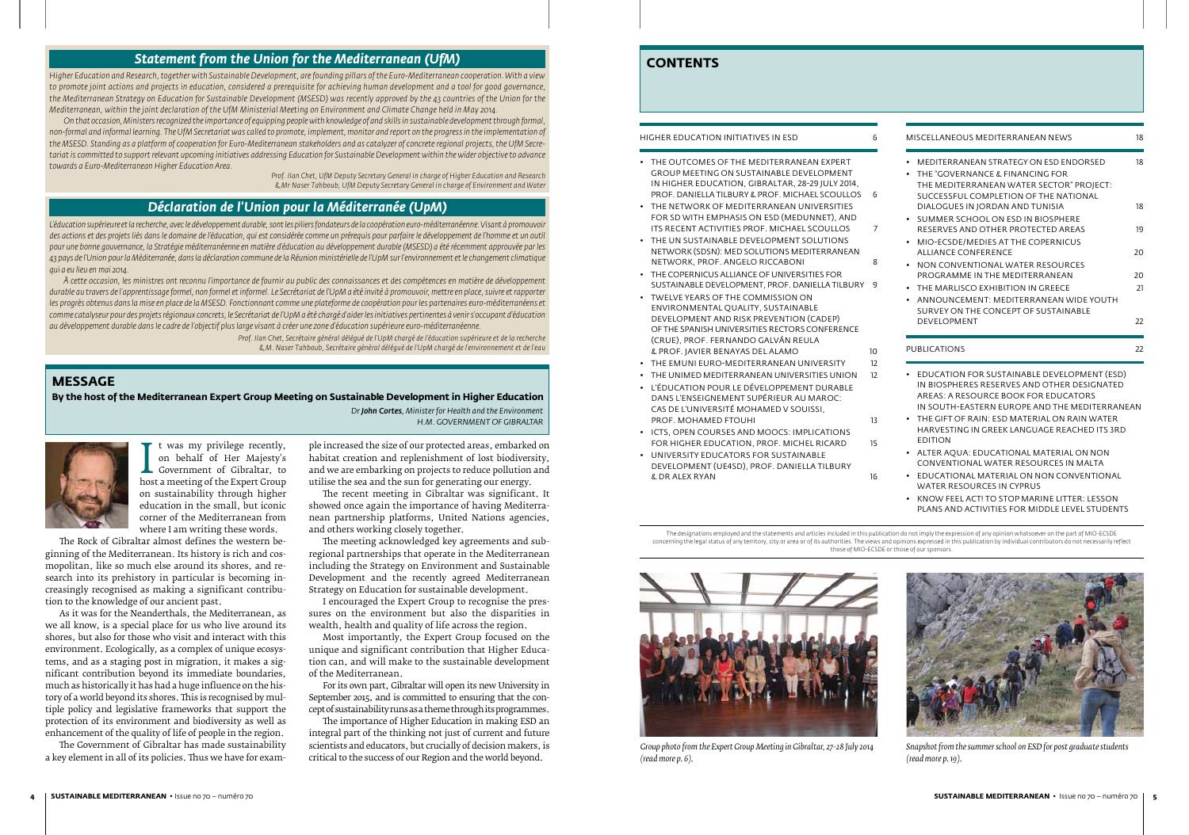## Statement from the Union for the Mediterranean (UfM)

*Higher Education and Research, together with Sustainable Development, are founding pillars of the Euro-Mediterranean cooperation. With a view to promote joint actions and projects in education, considered a prerequisite for achieving human development and a tool for good governance, the Mediterranean Strategy on Education for Sustainable Development (MSESD) was recently approved by the 43 countries of the Union for the Mediterranean, within the joint declaration of the UfM Ministerial Meeting on Environment and Climate Change held in May 2014.*

*On that occasion, Ministers recognized the importance of equipping people with knowledge of and skills in sustainable development through formal, non-formal and informal learning. The UfM Secretariat was called to promote, implement, monitor and report on the progress in the implementation of the MSESD. Standing as a platform of cooperation for Euro-Mediterranean stakeholders and as catalyzer of concrete regional projects, the UfM Secretariat is committed to support relevant upcoming initiatives addressing Education for Sustainable Development within the wider objective to advance towards a Euro-Mediterranean Higher Education Area.*

*Prof. Ilan Chet, UfM Deputy Secretary General in charge of Higher Education and Research & Mr Naser Tahboub, UfM Deputy Secretary General in charge of Environment and Water*

## Déclaration de l'Union pour la Méditerranée (UpM)

*L'éducation supérieure et la recherche, avec le développement durable, sont les piliers fondateurs de la coopération euro-méditerranéenne. Visant à promouvoir des actions et des projets liés dans le domaine de l'éducation, qui est considérée comme un prérequis pour parfaire le développement de l'homme et un outil pour une bonne gouvernance, la Stratégie méditerranéenne en matière d'éducation au développement durable (MSESD) a été récemment approuvée par les 43 pays de l'Union pour la Méditerranée, dans la déclaration commune de la Réunion ministérielle de l'UpM sur l'environnement et le changement climatique qui a eu lieu en mai 2014.*

*À cette occasion, les ministres ont reconnu l'importance de fournir au public des connaissances et des compétences en matière de développement durable au travers de l'apprentissage formel, non formel et informel. Le Secrétariat de l'UpM a été invité à promouvoir, mettre en place, suivre et rapporter les progrès obtenus dans la mise en place de la MSESD. Fonctionnant comme une plateforme de coopération pour les partenaires euro-méditerranéens et comme catalyseur pour des projets régionaux concrets, le Secrétariat de l'UpM a été chargé d'aider les initiatives pertinentes à venir s'occupant d'éducation au développement durable dans le cadre de l'objectif plus large visant à créer une zone d'éducation supérieure euro-méditerranéenne.*

*Prof. Ilan Chet, Secrétaire général délégué de l'UpM chargé de l'éducation supérieure et de la recherche & M. Naser Tahboub, Secrétaire général délégué de l'UpM chargé de l'environnement et de l'eau*

## MESSAGE

**By the host of the Mediterranean Expert Group Meeting on Sustainable Development in Higher Education**

*Dr **John Cortes**, Minister for Health and the Environment*
*H.M. GOVERNMENT OF GIBRALTAR*

It was my privilege recently, on behalf of Her Majesty's Government of Gibraltar, to host a meeting of the Expert Group on sustainability through higher education in the small, but iconic corner of the Mediterranean from where I am writing these words.

The Rock of Gibraltar almost defines the western beginning of the Mediterranean. Its history is rich and cosmopolitan, like so much else around its shores, and research into its prehistory in particular is becoming increasingly recognised as making a significant contribution to the knowledge of our ancient past.

As it was for the Neanderthals, the Mediterranean, as we all know, is a special place for us who live around its shores, but also for those who visit and interact with this environment. Ecologically, as a complex of unique ecosystems, and as a staging post in migration, it makes a significant contribution beyond its immediate boundaries, much as historically it has had a huge influence on the history of a world beyond its shores. This is recognised by multiple policy and legislative frameworks that support the protection of its environment and biodiversity as well as enhancement of the quality of life of people in the region.

The Government of Gibraltar has made sustainability a key element in all of its policies. Thus we have for example increased the size of our protected areas, embarked on habitat creation and replenishment of lost biodiversity, and we are embarking on projects to reduce pollution and utilise the sea and the sun for generating our energy.

The recent meeting in Gibraltar was significant. It showed once again the importance of having Mediterranean partnership platforms, United Nations agencies, and others working closely together.

The meeting acknowledged key agreements and subregional partnerships that operate in the Mediterranean including the Strategy on Environment and Sustainable Development and the recently agreed Mediterranean Strategy on Education for sustainable development.

I encouraged the Expert Group to recognise the pressures on the environment but also the disparities in wealth, health and quality of life across the region.

Most importantly, the Expert Group focused on the unique and significant contribution that Higher Education can, and will make to the sustainable development of the Mediterranean.

For its own part, Gibraltar will open its new University in September 2015, and is committed to ensuring that the concept of sustainability runs as a theme through its programmes.

The importance of Higher Education in making ESD an integral part of the thinking not just of current and future scientists and educators, but crucially of decision makers, is critical to the success of our Region and the world beyond.

## CONTENTS

**HIGHER EDUCATION INITIATIVES IN ESD** — 6

- THE OUTCOMES OF THE MEDITERRANEAN EXPERT GROUP MEETING ON SUSTAINABLE DEVELOPMENT IN HIGHER EDUCATION, GIBRALTAR, 28-29 JULY 2014, PROF. DANIELLA TILBURY & PROF. MICHAEL SCOULLOS — 6
- THE NETWORK OF MEDITERRANEAN UNIVERSITIES FOR SD WITH EMPHASIS ON ESD (MEDUNNET), AND ITS RECENT ACTIVITIES PROF. MICHAEL SCOULLOS — 7
- THE UN SUSTAINABLE DEVELOPMENT SOLUTIONS NETWORK (SDSN): MED SOLUTIONS MEDITERRANEAN NETWORK, PROF. ANGELO RICCABONI — 8
- THE COPERNICUS ALLIANCE OF UNIVERSITIES FOR SUSTAINABLE DEVELOPMENT, PROF. DANIELLA TILBURY — 9
- TWELVE YEARS OF THE COMMISSION ON ENVIRONMENTAL QUALITY, SUSTAINABLE DEVELOPMENT AND RISK PREVENTION (CADEP) OF THE SPANISH UNIVERSITIES RECTORS CONFERENCE (CRUE), PROF. FERNANDO GALVÁN REULA & PROF. JAVIER BENAYAS DEL ALAMO — 10
- THE EMUNI EURO-MEDITERRANEAN UNIVERSITY — 12
- THE UNIMED MEDITERRANEAN UNIVERSITIES UNION — 12
- L'ÉDUCATION POUR LE DÉVELOPPEMENT DURABLE DANS L'ENSEIGNEMENT SUPÉRIEUR AU MAROC: CAS DE L'UNIVERSITÉ MOHAMED V SOUISSI, PROF. MOHAMED FTOUHI — 13
- ICTS, OPEN COURSES AND MOOCS: IMPLICATIONS FOR HIGHER EDUCATION, PROF. MICHEL RICARD — 15
- UNIVERSITY EDUCATORS FOR SUSTAINABLE DEVELOPMENT (UE4SD), PROF. DANIELLA TILBURY & DR ALEX RYAN — 16

**MISCELLANEOUS MEDITERRANEAN NEWS** — 18

- MEDITERRANEAN STRATEGY ON ESD ENDORSED — 18
- THE "GOVERNANCE & FINANCING FOR THE MEDITERRANEAN WATER SECTOR" PROJECT: SUCCESSFUL COMPLETION OF THE NATIONAL DIALOGUES IN JORDAN AND TUNISIA — 18
- SUMMER SCHOOL ON ESD IN BIOSPHERE RESERVES AND OTHER PROTECTED AREAS — 19
- MIO-ECSDE/MEDIES AT THE COPERNICUS ALLIANCE CONFERENCE — 20
- NON CONVENTIONAL WATER RESOURCES PROGRAMME IN THE MEDITERRANEAN — 20
- THE MARLISCO EXHIBITION IN GREECE — 21
- ANNOUNCEMENT: MEDITERRANEAN WIDE YOUTH SURVEY ON THE CONCEPT OF SUSTAINABLE DEVELOPMENT — 22

**PUBLICATIONS** — 22

- EDUCATION FOR SUSTAINABLE DEVELOPMENT (ESD) IN BIOSPHERES RESERVES AND OTHER DESIGNATED AREAS: A RESOURCE BOOK FOR EDUCATORS IN SOUTH-EASTERN EUROPE AND THE MEDITERRANEAN
- THE GIFT OF RAIN: ESD MATERIAL ON RAIN WATER HARVESTING IN GREEK LANGUAGE REACHED ITS 3RD EDITION
- ALTER AQUA: EDUCATIONAL MATERIAL ON NON CONVENTIONAL WATER RESOURCES IN MALTA
- EDUCATIONAL MATERIAL ON NON CONVENTIONAL WATER RESOURCES IN CYPRUS
- KNOW FEEL ACT! TO STOP MARINE LITTER: LESSON PLANS AND ACTIVITIES FOR MIDDLE LEVEL STUDENTS

The designations employed and the statements and articles included in this publication do not imply the expression of any opinion whatsoever on the part of MIO-ECSDE concerning the legal status of any territory, city or area or of its authorities. The views and opinions expressed in this publication by individual contributors do not necessarily reflect those of MIO-ECSDE or those of our sponsors.

*Group photo from the Expert Group Meeting in Gibraltar, 27-28 July 2014 (read more p. 6).*

*Snapshot from the summer school on ESD for post graduate students (read more p. 19).*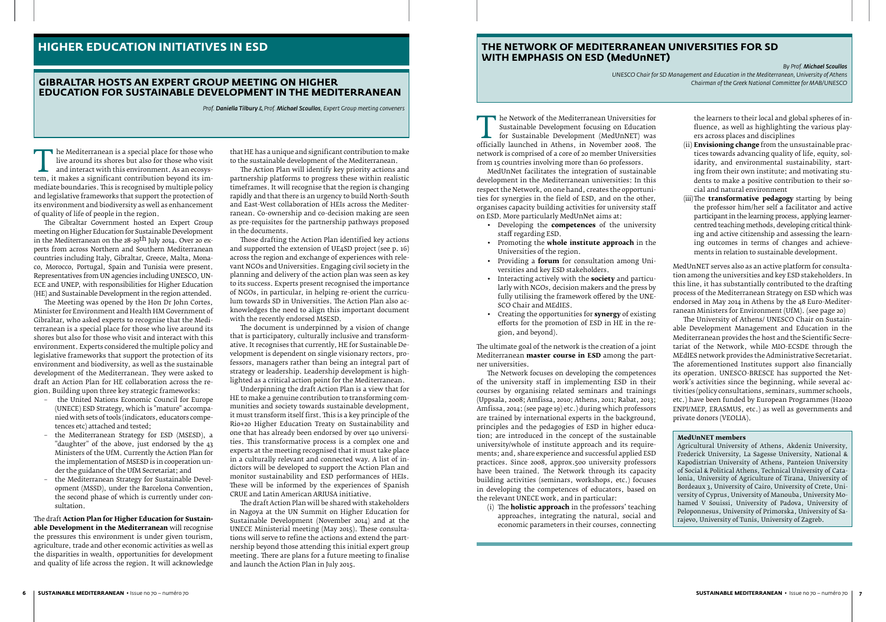# HIGHER EDUCATION INITIATIVES IN ESD

## GIBRALTAR HOSTS AN EXPERT GROUP MEETING ON HIGHER EDUCATION FOR SUSTAINABLE DEVELOPMENT IN THE MEDITERRANEAN

*Prof. **Daniella Tilbury** & Prof. **Michael Scoullos**, Expert Group meeting conveners*

The Mediterranean is a special place for those who live around its shores but also for those who visit and interact with this environment. As an ecosystem, it makes a significant contribution beyond its immediate boundaries. This is recognised by multiple policy and legislative frameworks that support the protection of its environment and biodiversity as well as enhancement of quality of life of people in the region.

The Gibraltar Government hosted an Expert Group meeting on Higher Education for Sustainable Development in the Mediterranean on the 28-29th July 2014. Over 20 experts from across Northern and Southern Mediterranean countries including Italy, Gibraltar, Greece, Malta, Monaco, Morocco, Portugal, Spain and Tunisia were present. Representatives from UN agencies including UNESCO, UNECE and UNEP, with responsibilities for Higher Education (HE) and Sustainable Development in the region attended.

The Meeting was opened by the Hon Dr John Cortes, Minister for Environment and Health HM Government of Gibraltar, who asked experts to recognise that the Mediterranean is a special place for those who live around its shores but also for those who visit and interact with this environment. Experts considered the multiple policy and legislative frameworks that support the protection of its environment and biodiversity, as well as the sustainable development of the Mediterranean. They were asked to draft an Action Plan for HE collaboration across the region. Building upon three key strategic frameworks:

- the United Nations Economic Council for Europe (UNECE) ESD Strategy, which is "mature" accompanied with sets of tools (indicators, educators competences etc) attached and tested;
- the Mediterranean Strategy for ESD (MSESD), a "daughter" of the above, just endorsed by the 43 Ministers of the UfM. Currently the Action Plan for the implementation of MSESD is in cooperation under the guidance of the UfM Secretariat; and
- the Mediterranean Strategy for Sustainable Development (MSSD), under the Barcelona Convention, the second phase of which is currently under consultation.

The draft **Action Plan for Higher Education for Sustainable Development in the Mediterranean** will recognise the pressures this environment is under given tourism, agriculture, trade and other economic activities as well as the disparities in wealth, opportunities for development and quality of life across the region. It will acknowledge that HE has a unique and significant contribution to make to the sustainable development of the Mediterranean.

The Action Plan will identify key priority actions and partnership platforms to progress these within realistic timeframes. It will recognise that the region is changing rapidly and that there is an urgency to build North-South and East-West collaboration of HEIs across the Mediterranean. Co-ownership and co-decision making are seen as pre-requisites for the partnership pathways proposed in the documents.

Those drafting the Action Plan identified key actions and supported the extension of UE4SD project (see p. 16) across the region and exchange of experiences with relevant NGOs and Universities. Engaging civil society in the planning and delivery of the action plan was seen as key to its success. Experts present recognised the importance of NGOs, in particular, in helping re-orient the curriculum towards SD in Universities. The Action Plan also acknowledges the need to align this important document with the recently endorsed MSESD.

The document is underpinned by a vision of change that is participatory, culturally inclusive and transformative. It recognises that currently, HE for Sustainable Development is dependent on single visionary rectors, professors, managers rather than being an integral part of strategy or leadership. Leadership development is highlighted as a critical action point for the Mediterranean.

Underpinning the draft Action Plan is a view that for HE to make a genuine contribution to transforming communities and society towards sustainable development, it must transform itself first. This is a key principle of the Rio+20 Higher Education Treaty on Sustainability and one that has already been endorsed by over 140 universities. This transformative process is a complex one and experts at the meeting recognised that it must take place in a culturally relevant and connected way. A list of indicators will be developed to support the Action Plan and monitor sustainability and ESD performances of HEIs. These will be informed by the experiences of Spanish CRUE and Latin American ARIUSA initiative.

The draft Action Plan will be shared with stakeholders in Nagoya at the UN Summit on Higher Education for Sustainable Development (November 2014) and at the UNECE Ministerial meeting (May 2015). These consultations will serve to refine the actions and extend the partnership beyond those attending this initial expert group meeting. There are plans for a future meeting to finalise and launch the Action Plan in July 2015.

## THE NETWORK OF MEDITERRANEAN UNIVERSITIES FOR SD WITH EMPHASIS ON ESD (MedUnNET)

*By Prof. **Michael Scoullos***
*UNESCO Chair for SD Management and Education in the Mediterranean, University of Athens*
*Chairman of the Greek National Committee for MAB/UNESCO*

The Network of the Mediterranean Universities for Sustainable Development focusing on Education for Sustainable Development (MedUnNET) was officially launched in Athens, in November 2008. The network is comprised of a core of 20 member Universities from 15 countries involving more than 60 professors.

MedUnNet facilitates the integration of sustainable development in the Mediterranean universities: In this respect the Network, on one hand, creates the opportunities for synergies in the field of ESD, and on the other, organises capacity building activities for university staff on ESD. More particularly MedUnNet aims at:

- Developing the **competences** of the university staff regarding ESD.
- Promoting the **whole institute approach** in the Universities of the region.
- Providing a **forum** for consultation among Universities and key ESD stakeholders.
- Interacting actively with the **society** and particularly with NGOs, decision makers and the press by fully utilising the framework offered by the UNESCO Chair and MEdIES.
- Creating the opportunities for **synergy** of existing efforts for the promotion of ESD in HE in the region, and beyond).

The ultimate goal of the network is the creation of a joint Mediterranean **master course in ESD** among the partner universities.

The Network focuses on developing the competences of the university staff in implementing ESD in their courses by organising related seminars and trainings (Uppsala, 2008; Amfissa, 2010; Athens, 2011; Rabat, 2013; Amfissa, 2014; (see page 19) etc.) during which professors are trained by international experts in the background, principles and the pedagogies of ESD in higher education; are introduced in the concept of the sustainable university/whole of institute approach and its requirements; and, share experience and successful applied ESD practices. Since 2008, approx.500 university professors have been trained. The Network through its capacity building activities (seminars, workshops, etc.) focuses in developing the competences of educators, based on the relevant UNECE work, and in particular:

(i) The **holistic approach** in the professors' teaching approaches, integrating the natural, social and economic parameters in their courses, connecting the learners to their local and global spheres of influence, as well as highlighting the various players across places and disciplines

(ii) **Envisioning change** from the unsustainable practices towards advancing quality of life, equity, solidarity, and environmental sustainability, starting from their own institute; and motivating students to make a positive contribution to their social and natural environment

(iii) The **transformative pedagogy** starting by being the professor him/her self a facilitator and active participant in the learning process, applying learner-centred teaching methods, developing critical thinking and active citizenship and assessing the learning outcomes in terms of changes and achievements in relation to sustainable development.

MedUnNET serves also as an active platform for consultation among the universities and key ESD stakeholders. In this line, it has substantially contributed to the drafting process of the Mediterranean Strategy on ESD which was endorsed in May 2014 in Athens by the 48 Euro-Mediterranean Ministers for Environment (UfM). (see page 20)

The University of Athens/ UNESCO Chair on Sustainable Development Management and Education in the Mediterranean provides the host and the Scientific Secretariat of the Network, while MIO-ECSDE through the MEdIES network provides the Administrative Secretariat. The aforementioned Institutes support also financially its operation. UNESCO-BRESCE has supported the Network's activities since the beginning, while several activities (policy consultations, seminars, summer schools, etc.) have been funded by European Programmes (H2020 ENPI/MEP, ERASMUS, etc.) as well as governments and private donors (VEOLIA).

**MedUnNET members**

Agricultural University of Athens, Akdeniz University, Frederick University, La Sagesse University, National & Kapodistrian University of Athens, Panteion University of Social & Political Athens, Technical University of Catalonia, University of Agriculture of Tirana, University of Bordeaux 3, University of Cairo, University of Crete, University of Cyprus, University of Manouba, University Mohamed V Souissi, University of Padova, University of Peloponnesus, University of Primorska, University of Sarajevo, University of Tunis, University of Zagreb.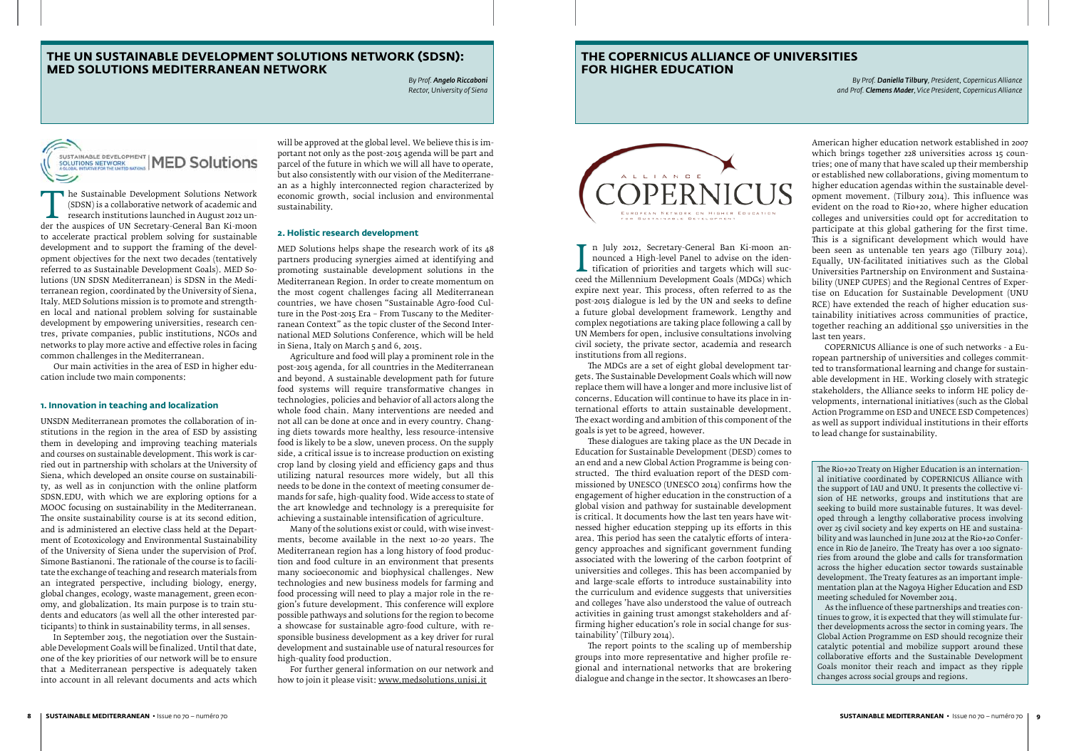# THE UN SUSTAINABLE DEVELOPMENT SOLUTIONS NETWORK (SDSN): MED SOLUTIONS MEDITERRANEAN NETWORK

*By Prof. **Angelo Riccaboni***
*Rector, University of Siena*

The Sustainable Development Solutions Network (SDSN) is a collaborative network of academic and research institutions launched in August 2012 under the auspices of UN Secretary-General Ban Ki-moon to accelerate practical problem solving for sustainable development and to support the framing of the development objectives for the next two decades (tentatively referred to as Sustainable Development Goals). MED Solutions (UN SDSN Mediterranean) is SDSN in the Mediterranean region, coordinated by the University of Siena, Italy. MED Solutions mission is to promote and strengthen local and national problem solving for sustainable development by empowering universities, research centres, private companies, public institutions, NGOs and networks to play more active and effective roles in facing common challenges in the Mediterranean.

Our main activities in the area of ESD in higher education include two main components:

### 1. Innovation in teaching and localization

UNSDN Mediterranean promotes the collaboration of institutions in the region in the area of ESD by assisting them in developing and improving teaching materials and courses on sustainable development. This work is carried out in partnership with scholars at the University of Siena, which developed an onsite course on sustainability, as well as in conjunction with the online platform SDSN.EDU, with which we are exploring options for a MOOC focusing on sustainability in the Mediterranean. The onsite sustainability course is at its second edition, and is administered an elective class held at the Department of Ecotoxicology and Environmental Sustainability of the University of Siena under the supervision of Prof. Simone Bastianoni. The rationale of the course is to facilitate the exchange of teaching and research materials from an integrated perspective, including biology, energy, global changes, ecology, waste management, green economy, and globalization. Its main purpose is to train students and educators (as well all the other interested participants) to think in sustainability terms, in all senses.

In September 2015, the negotiation over the Sustainable Development Goals will be finalized. Until that date, one of the key priorities of our network will be to ensure that a Mediterranean perspective is adequately taken into account in all relevant documents and acts which will be approved at the global level. We believe this is important not only as the post-2015 agenda will be part and parcel of the future in which we will all have to operate, but also consistently with our vision of the Mediterranean as a highly interconnected region characterized by economic growth, social inclusion and environmental sustainability.

### 2. Holistic research development

MED Solutions helps shape the research work of its 48 partners producing synergies aimed at identifying and promoting sustainable development solutions in the Mediterranean Region. In order to create momentum on the most cogent challenges facing all Mediterranean countries, we have chosen "Sustainable Agro-food Culture in the Post-2015 Era – From Tuscany to the Mediterranean Context" as the topic cluster of the Second International MED Solutions Conference, which will be held in Siena, Italy on March 5 and 6, 2015.

Agriculture and food will play a prominent role in the post-2015 agenda, for all countries in the Mediterranean and beyond. A sustainable development path for future food systems will require transformative changes in technologies, policies and behavior of all actors along the whole food chain. Many interventions are needed and not all can be done at once and in every country. Changing diets towards more healthy, less resource-intensive food is likely to be a slow, uneven process. On the supply side, a critical issue is to increase production on existing crop land by closing yield and efficiency gaps and thus utilizing natural resources more widely, but all this needs to be done in the context of meeting consumer demands for safe, high-quality food. Wide access to state of the art knowledge and technology is a prerequisite for achieving a sustainable intensification of agriculture.

Many of the solutions exist or could, with wise investments, become available in the next 10-20 years. The Mediterranean region has a long history of food production and food culture in an environment that presents many socioeconomic and biophysical challenges. New technologies and new business models for farming and food processing will need to play a major role in the region's future development. This conference will explore possible pathways and solutions for the region to become a showcase for sustainable agro-food culture, with responsible business development as a key driver for rural development and sustainable use of natural resources for high-quality food production.

For further general information on our network and how to join it please visit: www.medsolutions.unisi.it

# THE COPERNICUS ALLIANCE OF UNIVERSITIES FOR HIGHER EDUCATION

*By Prof. **Daniella Tilbury**, President, Copernicus Alliance*
*and Prof. **Clemens Mader**, Vice President, Copernicus Alliance*

In July 2012, Secretary-General Ban Ki-moon announced a High-level Panel to advise on the identification of priorities and targets which will succeed the Millennium Development Goals (MDGs) which expire next year. This process, often referred to as the post-2015 dialogue is led by the UN and seeks to define a future global development framework. Lengthy and complex negotiations are taking place following a call by UN Members for open, inclusive consultations involving civil society, the private sector, academia and research institutions from all regions.

The MDGs are a set of eight global development targets. The Sustainable Development Goals which will now replace them will have a longer and more inclusive list of concerns. Education will continue to have its place in international efforts to attain sustainable development. The exact wording and ambition of this component of the goals is yet to be agreed, however.

These dialogues are taking place as the UN Decade in Education for Sustainable Development (DESD) comes to an end and a new Global Action Programme is being constructed. The third evaluation report of the DESD commissioned by UNESCO (UNESCO 2014) confirms how the engagement of higher education in the construction of a global vision and pathway for sustainable development is critical. It documents how the last ten years have witnessed higher education stepping up its efforts in this area. This period has seen the catalytic efforts of interagency approaches and significant government funding associated with the lowering of the carbon footprint of universities and colleges. This has been accompanied by and large-scale efforts to introduce sustainability into the curriculum and evidence suggests that universities and colleges 'have also understood the value of outreach activities in gaining trust amongst stakeholders and affirming higher education's role in social change for sustainability' (Tilbury 2014).

The report points to the scaling up of membership groups into more representative and higher profile regional and international networks that are brokering dialogue and change in the sector. It showcases an Ibero-American higher education network established in 2007 which brings together 228 universities across 15 countries; one of many that have scaled up their membership or established new collaborations, giving momentum to higher education agendas within the sustainable development movement. (Tilbury 2014). This influence was evident on the road to Rio+20, where higher education colleges and universities could opt for accreditation to participate at this global gathering for the first time. This is a significant development which would have been seen as untenable ten years ago (Tilbury 2014). Equally, UN-facilitated initiatives such as the Global Universities Partnership on Environment and Sustainability (UNEP GUPES) and the Regional Centres of Expertise on Education for Sustainable Development (UNU RCE) have extended the reach of higher education sustainability initiatives across communities of practice, together reaching an additional 550 universities in the last ten years.

COPERNICUS Alliance is one of such networks - a European partnership of universities and colleges committed to transformational learning and change for sustainable development in HE. Working closely with strategic stakeholders, the Alliance seeks to inform HE policy developments, international initiatives (such as the Global Action Programme on ESD and UNECE ESD Competences) as well as support individual institutions in their efforts to lead change for sustainability.

The Rio+20 Treaty on Higher Education is an international initiative coordinated by COPERNICUS Alliance with the support of IAU and UNU. It presents the collective vision of HE networks, groups and institutions that are seeking to build more sustainable futures. It was developed through a lengthy collaborative process involving over 25 civil society and key experts on HE and sustainability and was launched in June 2012 at the Rio+20 Conference in Rio de Janeiro. The Treaty has over a 100 signatories from around the globe and calls for transformation across the higher education sector towards sustainable development. The Treaty features as an important implementation plan at the Nagoya Higher Education and ESD meeting scheduled for November 2014.

As the influence of these partnerships and treaties continues to grow, it is expected that they will stimulate further developments across the sector in coming years. The Global Action Programme on ESD should recognize their catalytic potential and mobilize support around these collaborative efforts and the Sustainable Development Goals monitor their reach and impact as they ripple changes across social groups and regions.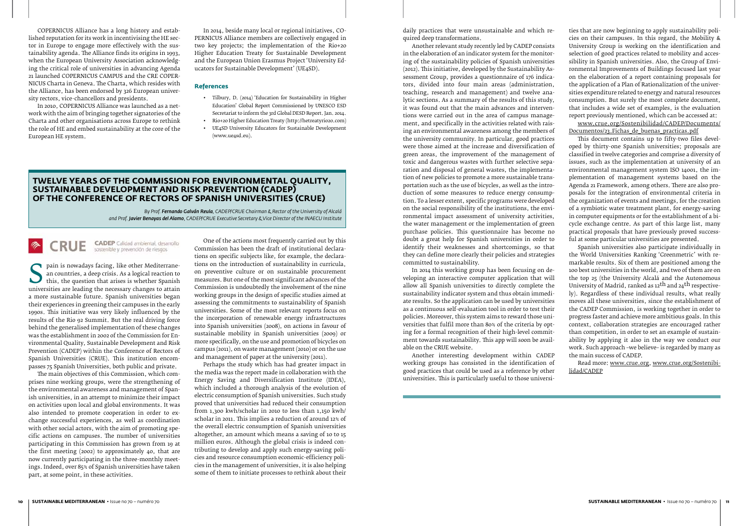COPERNICUS Alliance has a long history and established reputation for its work in incentivising the HE sector in Europe to engage more effectively with the sustainability agenda. The Alliance finds its origins in 1993, when the European University Association acknowledging the critical role of universities in advancing Agenda 21 launched COPERNICUS CAMPUS and the CRE COPERNICUS Charta in Geneva. The Charta, which resides with the Alliance, has been endorsed by 326 European university rectors, vice-chancellors and presidents.

In 2010, COPERNICUS Alliance was launched as a network with the aim of bringing together signatories of the Charta and other organisations across Europe to rethink the role of HE and embed sustainability at the core of the European HE system.

In 2014, beside many local or regional initiatives, COPERNICUS Alliance members are collectively engaged in two key projects; the implementation of the Rio+20 Higher Education Treaty for Sustainable Development and the European Union Erasmus Project 'University Educators for Sustainable Development" (UE4SD).

### References

- Tilbury, D. (2014) 'Education for Sustainability in Higher Education' Global Report Commissioned by UNESCO ESD Secretariat to inform the 3rd Global DESD Report. Jan. 2014.
- Rio+20 Higher Education Treaty (http://hetreatyrio20.com)
- UE4SD University Educators for Sustainable Development (www.ue4sd.eu).

## TWELVE YEARS OF THE COMMISSION FOR ENVIRONMENTAL QUALITY, SUSTAINABLE DEVELOPMENT AND RISK PREVENTION (CADEP) OF THE CONFERENCE OF RECTORS OF SPANISH UNIVERSITIES (CRUE)

*By Prof. **Fernando Galván Reula**, CADEP/CRUE Chairman & Rector of the University of Alcalá and Prof. **Javier Benayas del Alamo**, CADEP/CRUE Executive Secretary & Vice Director of the INAECU Institute*

CRUE CADEP Calidad ambiental, desarrollo sostenible y prevención de riesgos

Spain is nowadays facing, like other Mediterranean countries, a deep crisis. As a logical reaction to this, the question that arises is whether Spanish universities are leading the necessary changes to attain a more sustainable future. Spanish universities began their experiences in greening their campuses in the early 1990s. This initiative was very likely influenced by the results of the Rio 92 Summit. But the real driving force behind the generalised implementation of these changes was the establishment in 2002 of the Commission for Environmental Quality, Sustainable Development and Risk Prevention (CADEP) within the Conference of Rectors of Spanish Universities (CRUE). This institution encompasses 75 Spanish Universities, both public and private.

The main objectives of this Commission, which comprises nine working groups, were the strengthening of the environmental awareness and management of Spanish universities, in an attempt to minimize their impact on activities upon local and global environments. It was also intended to promote cooperation in order to exchange successful experiences, as well as coordination with other social actors, with the aim of promoting specific actions on campuses. The number of universities participating in this Commission has grown from 19 at the first meeting (2002) to approximately 40, that are now currently participating in the three-monthly meetings. Indeed, over 85% of Spanish universities have taken part, at some point, in these activities.

One of the actions most frequently carried out by this Commission has been the draft of institutional declarations on specific subjects like, for example, the declarations on the introduction of sustainability in curricula, on preventive culture or on sustainable procurement measures. But one of the most significant advances of the Commission is undoubtedly the involvement of the nine working groups in the design of specific studies aimed at assessing the commitments to sustainability of Spanish universities. Some of the most relevant reports focus on the incorporation of renewable energy infrastructures into Spanish universities (2008), on actions in favour of sustainable mobility in Spanish universities (2009) or more specifically, on the use and promotion of bicycles on campus (2011), on waste management (2010) or on the use and management of paper at the university (2011).

Perhaps the study which has had greater impact in the media was the report made in collaboration with the Energy Saving and Diversification Institute (IDEA), which included a thorough analysis of the evolution of electric consumption of Spanish universities. Such study proved that universities had reduced their consumption from 1,300 kwh/scholar in 2010 to less than 1,150 kwh/scholar in 2011. This implies a reduction of around 12% of the overall electric consumption of Spanish universities altogether, an amount which means a saving of 10 to 15 million euros. Although the global crisis is indeed contributing to develop and apply such energy-saving policies and resource consumption economic-efficiency policies in the management of universities, it is also helping some of them to initiate processes to rethink about their daily practices that were unsustainable and which required deep transformations.

Another relevant study recently led by CADEP consists in the elaboration of an indicator system for the monitoring of the sustainability policies of Spanish universities (2012). This initiative, developed by the Sustainability Assessment Group, provides a questionnaire of 176 indicators, divided into four main areas (administration, teaching, research and management) and twelve analytic sections. As a summary of the results of this study, it was found out that the main advances and interventions were carried out in the area of campus management, and specifically in the activities related with raising an environmental awareness among the members of the university community. In particular, good practices were those aimed at the increase and diversification of green areas, the improvement of the management of toxic and dangerous wastes with further selective separation and disposal of general wastes, the implementation of new policies to promote a more sustainable transportation such as the use of bicycles, as well as the introduction of some measures to reduce energy consumption. To a lesser extent, specific programs were developed on the social responsibility of the institutions, the environmental impact assessment of university activities, the water management or the implementation of green purchase policies. This questionnaire has become no doubt a great help for Spanish universities in order to identify their weaknesses and shortcomings, so that they can define more clearly their policies and strategies committed to sustainability.

In 2014 this working group has been focusing on developing an interactive computer application that will allow all Spanish universities to directly complete the sustainability indicator system and thus obtain immediate results. So the application can be used by universities as a continuous self-evaluation tool in order to test their policies. Moreover, this system aims to reward those universities that fulfil more than 80% of the criteria by opting for a formal recognition of their high-level commitment towards sustainability. This app will soon be available on the CRUE website.

Another interesting development within CADEP working groups has consisted in the identification of good practices that could be used as a reference by other universities. This is particularly useful to those universities that are now beginning to apply sustainability policies on their campuses. In this regard, the Mobility & University Group is working on the identification and selection of good practices related to mobility and accessibility in Spanish universities. Also, the Group of Environmental Improvements of Buildings focused last year on the elaboration of a report containing proposals for the application of a Plan of Rationalization of the universities expenditure related to energy and natural resources consumption. But surely the most complete document, that includes a wide set of examples, is the evaluation report previously mentioned, which can be accessed at:

www.crue.org/Sostenibilidad/CADEP/Documents/Documentos/23.Fichas_de_buenas_practicas.pdf

This document contains up to fifty-two files developed by thirty-one Spanish universities; proposals are classified in twelve categories and comprise a diversity of issues, such as the implementation at university of an environmental management system ISO 14001, the implementation of management systems based on the Agenda 21 Framework, among others. There are also proposals for the integration of environmental criteria in the organization of events and meetings, for the creation of a symbiotic water treatment plant, for energy-saving in computer equipments or for the establishment of a bicycle exchange centre. As part of this large list, many practical proposals that have previously proved successful at some particular universities are presented.

Spanish universities also participate individually in the World Universities Ranking 'Greenmetric' with remarkable results. Six of them are positioned among the 100 best universities in the world, and two of them are on the top 25 (the University Alcalá and the Autonomous University of Madrid, ranked as 12th and 24th respectively). Regardless of these individual results, what really moves all these universities, since the establishment of the CADEP Commission, is working together in order to progress faster and achieve more ambitious goals. In this context, collaboration strategies are encouraged rather than competition, in order to set an example of sustainability by applying it also in the way we conduct our work. Such approach –we believe– is regarded by many as the main success of CADEP.

Read more: www.crue.org, www.crue.org/Sostenibilidad/CADEP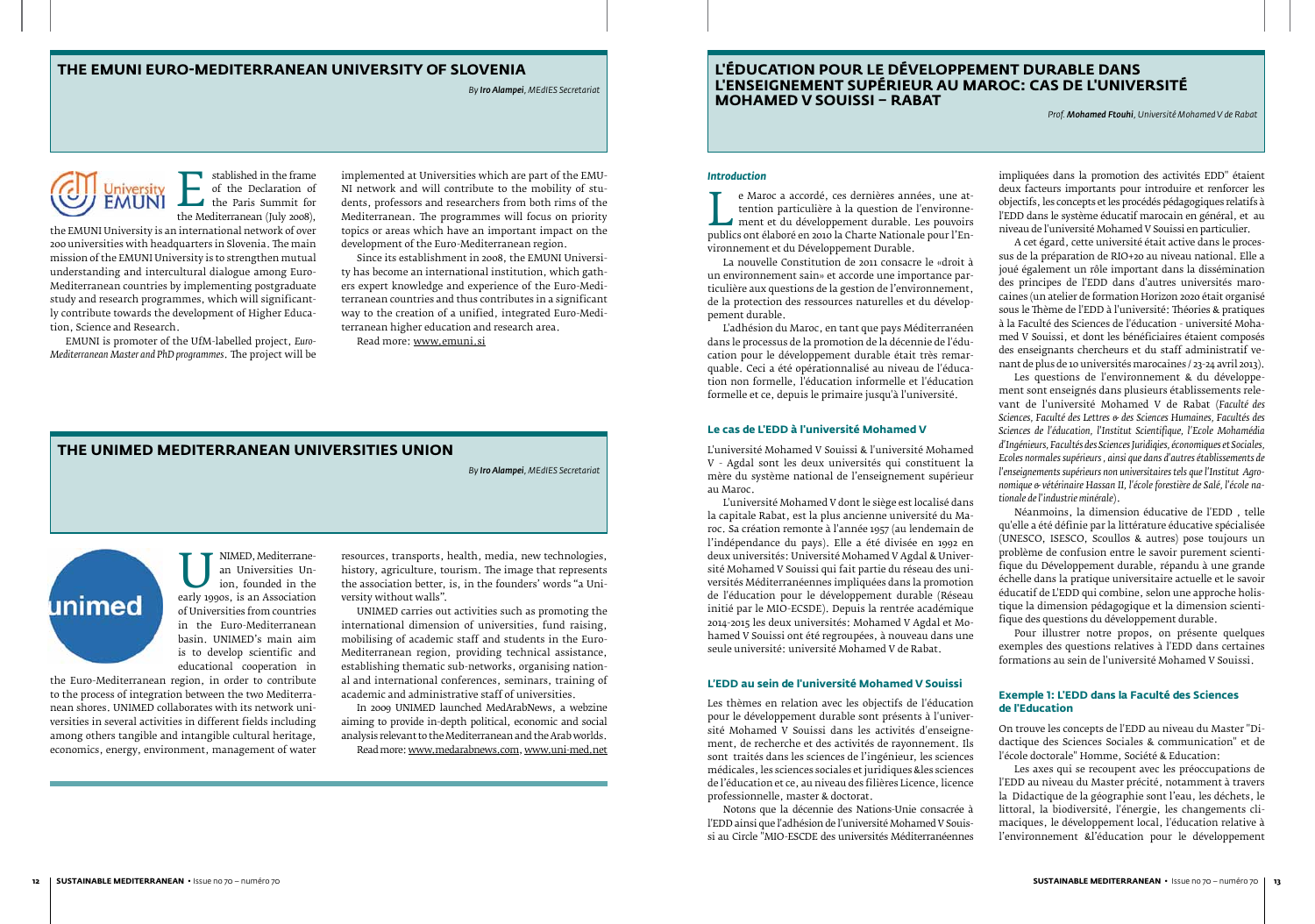## THE EMUNI EURO-MEDITERRANEAN UNIVERSITY OF SLOVENIA

*By **Iro Alampei**, MEdIES Secretariat*

Established in the frame of the Declaration of the Paris Summit for the Mediterranean (July 2008), the EMUNI University is an international network of over 200 universities with headquarters in Slovenia. The main mission of the EMUNI University is to strengthen mutual understanding and intercultural dialogue among Euro-Mediterranean countries by implementing postgraduate study and research programmes, which will significantly contribute towards the development of Higher Education, Science and Research.

EMUNI is promoter of the UfM-labelled project, *Euro-Mediterranean Master and PhD programmes*. The project will be implemented at Universities which are part of the EMUNI network and will contribute to the mobility of students, professors and researchers from both rims of the Mediterranean. The programmes will focus on priority topics or areas which have an important impact on the development of the Euro-Mediterranean region.

Since its establishment in 2008, the EMUNI University has become an international institution, which gathers expert knowledge and experience of the Euro-Mediterranean countries and thus contributes in a significant way to the creation of a unified, integrated Euro-Mediterranean higher education and research area.

Read more: www.emuni.si

## THE UNIMED MEDITERRANEAN UNIVERSITIES UNION

*By **Iro Alampei**, MEdIES Secretariat*

UNIMED, Mediterranean Universities Union, founded in the early 1990s, is an Association of Universities from countries in the Euro-Mediterranean basin. UNIMED's main aim is to develop scientific and educational cooperation in the Euro-Mediterranean region, in order to contribute to the process of integration between the two Mediterranean shores. UNIMED collaborates with its network universities in several activities in different fields including among others tangible and intangible cultural heritage, economics, energy, environment, management of water resources, transports, health, media, new technologies, history, agriculture, tourism. The image that represents the association better, is, in the founders' words "a University without walls".

UNIMED carries out activities such as promoting the international dimension of universities, fund raising, mobilising of academic staff and students in the Euro-Mediterranean region, providing technical assistance, establishing thematic sub-networks, organising national and international conferences, seminars, training of academic and administrative staff of universities.

In 2009 UNIMED launched MedArabNews, a webzine aiming to provide in-depth political, economic and social analysis relevant to the Mediterranean and the Arab worlds.

Read more: www.medarabnews.com, www.uni-med.net

## L'ÉDUCATION POUR LE DÉVELOPPEMENT DURABLE DANS L'ENSEIGNEMENT SUPÉRIEUR AU MAROC: CAS DE L'UNIVERSITÉ MOHAMED V SOUISSI – RABAT

*Prof. **Mohamed Ftouhi**, Université Mohamed V de Rabat*

#### *Introduction*

Le Maroc a accordé, ces dernières années, une attention particulière à la question de l'environnement et du développement durable. Les pouvoirs publics ont élaboré en 2010 la Charte Nationale pour l'Environnement et du Développement Durable.

La nouvelle Constitution de 2011 consacre le «droit à un environnement sain» et accorde une importance particulière aux questions de la gestion de l'environnement, de la protection des ressources naturelles et du développement durable.

L'adhésion du Maroc, en tant que pays Méditerranéen dans le processus de la promotion de la décennie de l'éducation pour le développement durable était très remarquable. Ceci a été opérationnalisé au niveau de l'éducation non formelle, l'éducation informelle et l'éducation formelle et ce, depuis le primaire jusqu'à l'université.

#### Le cas de L'EDD à l'université Mohamed V

L'université Mohamed V Souissi & l'université Mohamed V - Agdal sont les deux universités qui constituent la mère du système national de l'enseignement supérieur au Maroc.

L'université Mohamed V dont le siège est localisé dans la capitale Rabat, est la plus ancienne université du Maroc. Sa création remonte à l'année 1957 (au lendemain de l'indépendance du pays). Elle a été divisée en 1992 en deux universités: Université Mohamed V Agdal & Université Mohamed V Souissi qui fait partie du réseau des universités Méditerranéennes impliquées dans la promotion de l'éducation pour le développement durable (Réseau initié par le MIO-ECSDE). Depuis la rentrée académique 2014-2015 les deux universités: Mohamed V Agdal et Mohamed V Souissi ont été regroupées, à nouveau dans une seule université: université Mohamed V de Rabat.

#### L'EDD au sein de l'université Mohamed V Souissi

Les thèmes en relation avec les objectifs de l'éducation pour le développement durable sont présents à l'université Mohamed V Souissi dans les activités d'enseignement, de recherche et des activités de rayonnement. Ils sont traités dans les sciences de l'ingénieur, les sciences médicales, les sciences sociales et juridiques &les sciences de l'éducation et ce, au niveau des filières Licence, licence professionnelle, master & doctorat.

Notons que la décennie des Nations-Unie consacrée à l'EDD ainsi que l'adhésion de l'université Mohamed V Souissi au Circle "MIO-ESCDE des universités Méditerranéennes impliquées dans la promotion des activités EDD" étaient deux facteurs importants pour introduire et renforcer les objectifs, les concepts et les procédés pédagogiques relatifs à l'EDD dans le système éducatif marocain en général, et au niveau de l'université Mohamed V Souissi en particulier.

A cet égard, cette université était active dans le processus de la préparation de RIO+20 au niveau national. Elle a joué également un rôle important dans la dissémination des principes de l'EDD dans d'autres universités marocaines (un atelier de formation Horizon 2020 était organisé sous le Thème de l'EDD à l'université: Théories & pratiques à la Faculté des Sciences de l'éducation - université Mohamed V Souissi, et dont les bénéficiaires étaient composés des enseignants chercheurs et du staff administratif venant de plus de 10 universités marocaines / 23-24 avril 2013).

Les questions de l'environnement & du développement sont enseignés dans plusieurs établissements relevant de l'université Mohamed V de Rabat (*Faculté des Sciences, Faculté des Lettres & des Sciences Humaines, Facultés des Sciences de l'éducation, l'Institut Scientifique, l'Ecole Mohamédia d'Ingénieurs, Facultés des Sciences Juridiqies, économiques et Sociales, Ecoles normales supérieurs , ainsi que dans d'autres établissements de l'enseignements supérieurs non universitaires tels que l'Institut Agronomique & vétérinaire Hassan II, l'école forestière de Salé, l'école nationale de l'industrie minérale*).

Néanmoins, la dimension éducative de l'EDD , telle qu'elle a été définie par la littérature éducative spécialisée (UNESCO, ISESCO, Scoullos & autres) pose toujours un problème de confusion entre le savoir purement scientifique du Développement durable, répandu à une grande échelle dans la pratique universitaire actuelle et le savoir éducatif de L'EDD qui combine, selon une approche holistique la dimension pédagogique et la dimension scientifique des questions du développement durable.

Pour illustrer notre propos, on présente quelques exemples des questions relatives à l'EDD dans certaines formations au sein de l'université Mohamed V Souissi.

#### Exemple 1: L'EDD dans la Faculté des Sciences de l'Education

On trouve les concepts de l'EDD au niveau du Master "Didactique des Sciences Sociales & communication" et de l'école doctorale" Homme, Société & Education:

Les axes qui se recoupent avec les préoccupations de l'EDD au niveau du Master précité, notamment à travers la Didactique de la géographie sont l'eau, les déchets, le littoral, la biodiversité, l'énergie, les changements climaciques, le développement local, l'éducation relative à l'environnement &l'éducation pour le développement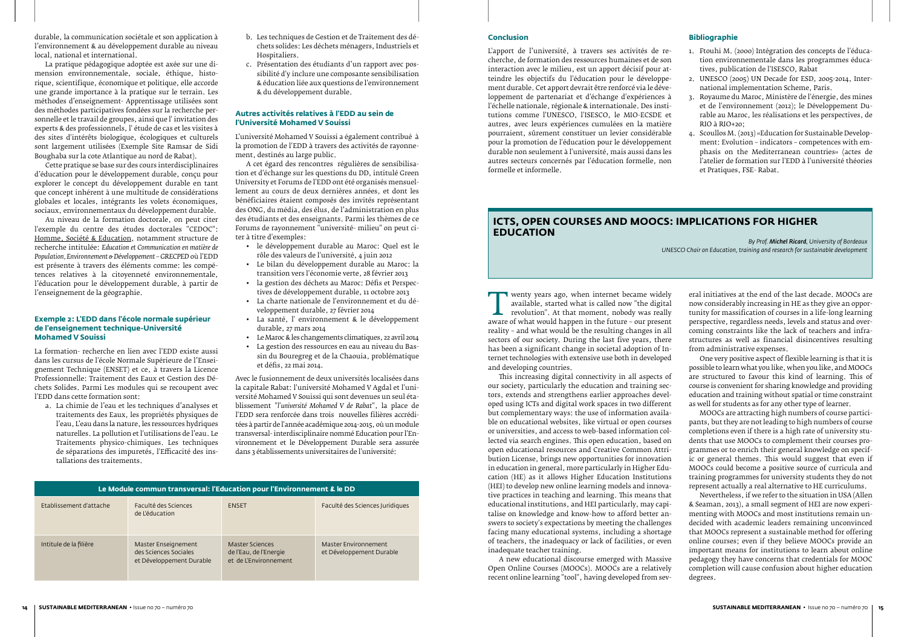durable, la communication sociétale et son application à l'environnement & au développement durable au niveau local, national et international.

La pratique pédagogique adoptée est axée sur une dimension environnementale, sociale, éthique, historique, scientifique, économique et politique, elle accorde une grande importance à la pratique sur le terrain. Les méthodes d'enseignement- Apprentissage utilisées sont des méthodes participatives fondées sur la recherche personnelle et le travail de groupes, ainsi que l' invitation des experts & des professionnels, l' étude de cas et les visites à des sites d'intérêts biologique, écologiques et culturels sont largement utilisées (Exemple Site Ramsar de Sidi Boughaba sur la cote Atlantique au nord de Rabat).

Cette pratique se base sur des cours interdisciplinaires d'éducation pour le développement durable, conçu pour explorer le concept du développement durable en tant que concept inhérent à une multitude de considérations globales et locales, intégrants les volets économiques, sociaux, environnementaux du développement durable.

Au niveau de la formation doctorale, on peut citer l'exemple du centre des études doctorales "CEDOC": Homme, Société & Education, notamment structure de recherche intitulée: *Education et Communication en matière de Population, Environnement & Développement – GRECPED* où l'EDD est présente à travers des éléments comme: les compétences relatives à la citoyenneté environnementale, l'éducation pour le développement durable, à partir de l'enseignement de la géographie.

### Exemple 2: L'EDD dans l'école normale supérieur de l'enseignement technique-Université Mohamed V Souissi

La formation- recherche en lien avec l'EDD existe aussi dans les cursus de l'école Normale Supérieure de l'Enseignement Technique (ENSET) et ce, à travers la Licence Professionnelle: Traitement des Eaux et Gestion des Déchets Solides. Parmi Les modules qui se recoupent avec l'EDD dans cette formation sont:

a. La chimie de l'eau et les techniques d'analyses et traitements des Eaux, les propriétés physiques de l'eau, L'eau dans la nature, les ressources hydriques naturelles. La pollution et l'utilisations de l'eau. Les Traitements physico-chimiques. Les techniques de séparations des impuretés, l'Efficacité des installations des traitements.
b. Les techniques de Gestion et de Traitement des déchets solides: Les déchets ménagers, Industriels et Hospitaliers.
c. Présentation des étudiants d'un rapport avec possibilité d'y inclure une composante sensibilisation & éducation liée aux questions de l'environnement & du développement durable.

### Autres activités relatives à l'EDD au sein de l'Université Mohamed V Souissi

L'université Mohamed V Souissi a également contribué à la promotion de l'EDD à travers des activités de rayonnement, destinés au large public.

A cet égard des rencontres régulières de sensibilisation et d'échange sur les questions du DD, intitulé Green University et Forums de l'EDD ont été organisés mensuellement au cours de deux dernières années, et dont les bénéficiaires étaient composés des invités représentant des ONG, du média, des élus, de l'administration en plus des étudiants et des enseignants. Parmi les thèmes de ce Forums de rayonnement "université- milieu" on peut citer à titre d'exemples:

- le développement durable au Maroc: Quel est le rôle des valeurs de l'université, 4 juin 2012
- Le bilan du développement durable au Maroc: la transition vers l'économie verte, 28 février 2013
- la gestion des déchets au Maroc: Défis et Perspectives de développement durable, 11 octobre 2013
- La charte nationale de l'environnement et du développement durable, 27 février 2014
- La santé, l' environnement & le développement durable, 27 mars 2014
- Le Maroc & les changements climatiques, 22 avril 2014
- La gestion des ressources en eau au niveau du Bassin du Bouregreg et de la Chaouia, problématique et défis, 22 mai 2014.

Avec le fusionnement de deux universités localisées dans la capitale Rabat: l'université Mohamed V Agdal et l'université Mohamed V Souissi qui sont devenues un seul établissement "*l'université Mohamed V de Rabat*", la place de l'EDD sera renforcée dans trois nouvelles filières accréditées à partir de l'année académique 2014-2015, où un module transversal- interdisciplinaire nommé Education pour l'Environnement et le Développement Durable sera assurée dans 3 établissements universitaires de l'université:

| Le Module commun transversal: l'Education pour l'Environnement & le DD | | | |
|---|---|---|---|
| Etablissement d'attache | Faculté des Sciences de L'éducation | ENSET | Faculté des Sciences Juridiques |
| Intitule de la filière | Master Enseignement des Sciences Sociales et Développement Durable | Master Sciences de l'Eau, de l'Energie et de L'Environnement | Master Environnement et Développement Durable |

### Conclusion

L'apport de l'université, à travers ses activités de recherche, de formation des ressources humaines et de son interaction avec le milieu, est un apport décisif pour atteindre les objectifs du l'éducation pour le développement durable. Cet apport devrait être renforcé via le développement de partenariat et d'échange d'expériences à l'échelle nationale, régionale & internationale. Des institutions comme l'UNESCO, l'ISESCO, le MIO-ECSDE et autres, avec leurs expériences cumulées en la matière pourraient, sûrement constituer un levier considérable pour la promotion de l'éducation pour le développement durable non seulement à l'université, mais aussi dans les autres secteurs concernés par l'éducation formelle, non formelle et informelle.

### Bibliographie

1. Ftouhi M. (2000) Intégration des concepts de l'éducation environnementale dans les programmes éducatives, publication de l'ISESCO, Rabat
2. UNESCO (2005) UN Decade for ESD, 2005-2014, International implementation Scheme, Paris.
3. Royaume du Maroc, Ministère de l'énergie, des mines et de l'environnement (2012); le Développement Durable au Maroc, les réalisations et les perspectives, de RIO à RIO+20;
4. Scoullos M. (2013) «Education for Sustainable Development: Evolution – indicators – competences with emphasis on the Mediterranean countries» (actes de l'atelier de formation sur l'EDD à l'université théories et Pratiques, FSE- Rabat.

## ICTS, OPEN COURSES AND MOOCS: IMPLICATIONS FOR HIGHER EDUCATION

*By Prof. **Michel Ricard**, University of Bordeaux*
*UNESCO Chair on Education, training and research for sustainable development*

Twenty years ago, when internet became widely available, started what is called now "the digital revolution". At that moment, nobody was really aware of what would happen in the future – our present reality – and what would be the resulting changes in all sectors of our society. During the last five years, there has been a significant change in societal adoption of Internet technologies with extensive use both in developed and developing countries.

This increasing digital connectivity in all aspects of our society, particularly the education and training sectors, extends and strengthens earlier approaches developed using ICTs and digital work spaces in two different but complementary ways: the use of information available on educational websites, like virtual or open courses or universities, and access to web-based information collected via search engines. This open education, based on open educational resources and Creative Common Attribution License, brings new opportunities for innovation in education in general, more particularly in Higher Education (HE) as it allows Higher Education Institutions (HEI) to develop new online learning models and innovative practices in teaching and learning. This means that educational institutions, and HEI particularly, may capitalise on knowledge and know-how to afford better answers to society's expectations by meeting the challenges facing many educational systems, including a shortage of teachers, the inadequacy or lack of facilities, or even inadequate teacher training.

A new educational discourse emerged with Massive Open Online Courses (MOOCs). MOOCs are a relatively recent online learning "tool", having developed from several initiatives at the end of the last decade. MOOCs are now considerably increasing in HE as they give an opportunity for massification of courses in a life-long learning perspective, regardless needs, levels and status and overcoming constraints like the lack of teachers and infrastructures as well as financial disincentives resulting from administrative expenses.

One very positive aspect of flexible learning is that it is possible to learn what you like, when you like, and MOOCs are structured to favour this kind of learning. This of course is convenient for sharing knowledge and providing education and training without spatial or time constraint as well for students as for any other type of learner.

MOOCs are attracting high numbers of course participants, but they are not leading to high numbers of course completions even if there is a high rate of university students that use MOOCs to complement their courses programmes or to enrich their general knowledge on specific or general themes. This would suggest that even if MOOCs could become a positive source of curricula and training programmes for university students they do not represent actually a real alternative to HE curriculums.

Nevertheless, if we refer to the situation in USA (Allen & Seaman, 2013), a small segment of HEI are now experimenting with MOOCs and most institutions remain undecided with academic leaders remaining unconvinced that MOOCs represent a sustainable method for offering online courses; even if they believe MOOCs provide an important means for institutions to learn about online pedagogy they have concerns that credentials for MOOC completion will cause confusion about higher education degrees.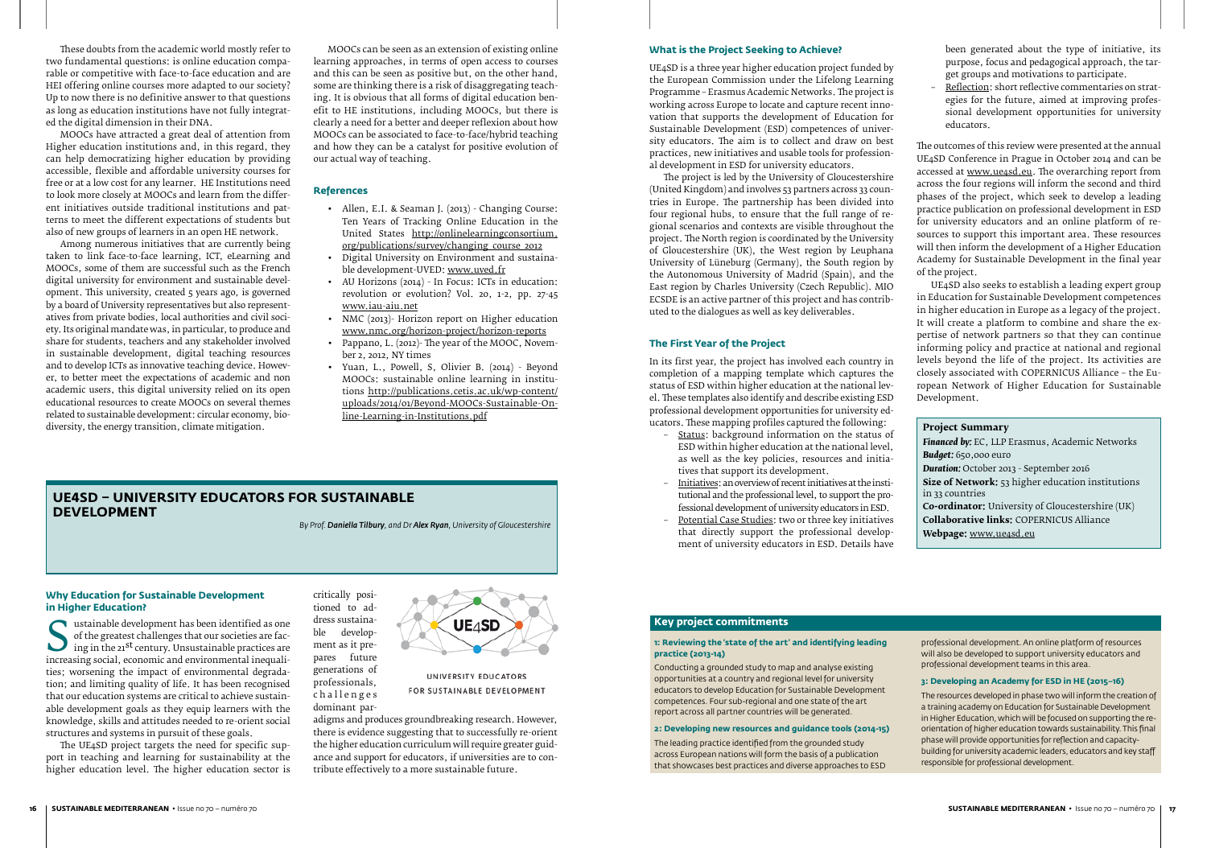These doubts from the academic world mostly refer to two fundamental questions: is online education comparable or competitive with face-to-face education and are HEI offering online courses more adapted to our society? Up to now there is no definitive answer to that questions as long as education institutions have not fully integrated the digital dimension in their DNA.

MOOCs have attracted a great deal of attention from Higher education institutions and, in this regard, they can help democratizing higher education by providing accessible, flexible and affordable university courses for free or at a low cost for any learner. HE Institutions need to look more closely at MOOCs and learn from the different initiatives outside traditional institutions and patterns to meet the different expectations of students but also of new groups of learners in an open HE network.

Among numerous initiatives that are currently being taken to link face-to-face learning, ICT, eLearning and MOOCs, some of them are successful such as the French digital university for environment and sustainable development. This university, created 5 years ago, is governed by a board of University representatives but also representatives from private bodies, local authorities and civil society. Its original mandate was, in particular, to produce and share for students, teachers and any stakeholder involved in sustainable development, digital teaching resources and to develop ICTs as innovative teaching device. However, to better meet the expectations of academic and non academic users, this digital university relied on its open educational resources to create MOOCs on several themes related to sustainable development: circular economy, biodiversity, the energy transition, climate mitigation.

MOOCs can be seen as an extension of existing online learning approaches, in terms of open access to courses and this can be seen as positive but, on the other hand, some are thinking there is a risk of disaggregating teaching. It is obvious that all forms of digital education benefit to HE institutions, including MOOCs, but there is clearly a need for a better and deeper reflexion about how MOOCs can be associated to face-to-face/hybrid teaching and how they can be a catalyst for positive evolution of our actual way of teaching.

### References

- Allen, E.I. & Seaman J. (2013) - Changing Course: Ten Years of Tracking Online Education in the United States http://onlinelearningconsortium.org/publications/survey/changing_course_2012
- Digital University on Environment and sustainable development-UVED: www.uved.fr
- AU Horizons (2014) - In Focus: ICTs in education: revolution or evolution? Vol. 20, 1-2, pp. 27-45 www.iau-aiu.net
- NMC (2013)- Horizon report on Higher education www.nmc.org/horizon-project/horizon-reports
- Pappano, L. (2012)- The year of the MOOC, November 2, 2012, NY times
- Yuan, L., Powell, S, Olivier B. (2014) - Beyond MOOCs: sustainable online learning in institutions http://publications.cetis.ac.uk/wp-content/uploads/2014/01/Beyond-MOOCs-Sustainable-Online-Learning-in-Institutions.pdf

## UE4SD – UNIVERSITY EDUCATORS FOR SUSTAINABLE DEVELOPMENT

*By Prof. **Daniella Tilbury**, and Dr **Alex Ryan**, University of Gloucestershire*

### Why Education for Sustainable Development in Higher Education?

Sustainable development has been identified as one of the greatest challenges that our societies are facing in the 21st century. Unsustainable practices are increasing social, economic and environmental inequalities; worsening the impact of environmental degradation; and limiting quality of life. It has been recognised that our education systems are critical to achieve sustainable development goals as they equip learners with the knowledge, skills and attitudes needed to re-orient social structures and systems in pursuit of these goals.

The UE4SD project targets the need for specific support in teaching and learning for sustainability at the higher education level. The higher education sector is critically positioned to address sustainable development as it prepares future generations of professionals, challenges dominant paradigms and produces groundbreaking research. However, there is evidence suggesting that to successfully re-orient the higher education curriculum will require greater guidance and support for educators, if universities are to contribute effectively to a more sustainable future.

UE4SD
UNIVERSITY EDUCATORS FOR SUSTAINABLE DEVELOPMENT

### What is the Project Seeking to Achieve?

UE4SD is a three year higher education project funded by the European Commission under the Lifelong Learning Programme – Erasmus Academic Networks. The project is working across Europe to locate and capture recent innovation that supports the development of Education for Sustainable Development (ESD) competences of university educators. The aim is to collect and draw on best practices, new initiatives and usable tools for professional development in ESD for university educators.

The project is led by the University of Gloucestershire (United Kingdom) and involves 53 partners across 33 countries in Europe. The partnership has been divided into four regional hubs, to ensure that the full range of regional scenarios and contexts are visible throughout the project. The North region is coordinated by the University of Gloucestershire (UK), the West region by Leuphana University of Lüneburg (Germany), the South region by the Autonomous University of Madrid (Spain), and the East region by Charles University (Czech Republic). MIO ECSDE is an active partner of this project and has contributed to the dialogues as well as key deliverables.

### The First Year of the Project

In its first year, the project has involved each country in completion of a mapping template which captures the status of ESD within higher education at the national level. These templates also identify and describe existing ESD professional development opportunities for university educators. These mapping profiles captured the following:

- Status: background information on the status of ESD within higher education at the national level, as well as the key policies, resources and initiatives that support its development.
- Initiatives: an overview of recent initiatives at the institutional and the professional level, to support the professional development of university educators in ESD.
- Potential Case Studies: two or three key initiatives that directly support the professional development of university educators in ESD. Details have been generated about the type of initiative, its purpose, focus and pedagogical approach, the target groups and motivations to participate.
- Reflection: short reflective commentaries on strategies for the future, aimed at improving professional development opportunities for university educators.

The outcomes of this review were presented at the annual UE4SD Conference in Prague in October 2014 and can be accessed at www.ue4sd.eu. The overarching report from across the four regions will inform the second and third phases of the project, which seek to develop a leading practice publication on professional development in ESD for university educators and an online platform of resources to support this important area. These resources will then inform the development of a Higher Education Academy for Sustainable Development in the final year of the project.

UE4SD also seeks to establish a leading expert group in Education for Sustainable Development competences in higher education in Europe as a legacy of the project. It will create a platform to combine and share the expertise of network partners so that they can continue informing policy and practice at national and regional levels beyond the life of the project. Its activities are closely associated with COPERNICUS Alliance – the European Network of Higher Education for Sustainable Development.

**Project Summary**
***Financed by:*** EC, LLP Erasmus, Academic Networks
***Budget:*** 650,000 euro
***Duration:*** October 2013 - September 2016
**Size of Network:** 53 higher education institutions in 33 countries
**Co-ordinator:** University of Gloucestershire (UK)
**Collaborative links:** COPERNICUS Alliance
**Webpage:** www.ue4sd.eu

### Key project commitments

**1: Reviewing the 'state of the art' and identifying leading practice (2013-14)**

Conducting a grounded study to map and analyse existing opportunities at a country and regional level for university educators to develop Education for Sustainable Development competences. Four sub-regional and one state of the art report across all partner countries will be generated.

**2: Developing new resources and guidance tools (2014-15)**

The leading practice identified from the grounded study across European nations will form the basis of a publication that showcases best practices and diverse approaches to ESD professional development. An online platform of resources will also be developed to support university educators and professional development teams in this area.

**3: Developing an Academy for ESD in HE (2015–16)**

The resources developed in phase two will inform the creation of a training academy on Education for Sustainable Development in Higher Education, which will be focused on supporting the re-orientation of higher education towards sustainability. This final phase will provide opportunities for reflection and capacity-building for university academic leaders, educators and key staff responsible for professional development.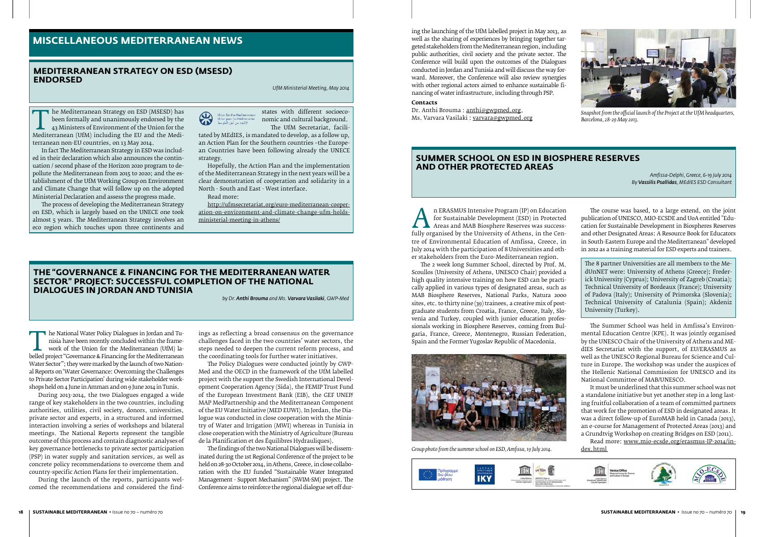# MISCELLANEOUS MEDITERRANEAN NEWS

## MEDITERRANEAN STRATEGY ON ESD (MSESD) ENDORSED

*UfM Ministerial Meeting, May 2014*

The Mediterranean Strategy on ESD (MSESD) has been formally and unanimously endorsed by the 43 Ministers of Environment of the Union for the Mediterranean (UfM) including the EU and the Mediterranean non-EU countries, on 13 May 2014.

In fact The Mediterranean Strategy in ESD was included in their declaration which also announces the continuation / second phase of the Horizon 2020 program to depollute the Mediterranean from 2015 to 2020; and the establishment of the UfM Working Group on Environment and Climate Change that will follow up on the adopted Ministerial Declaration and assess the progress made.

The process of developing the Mediterranean Strategy on ESD, which is largely based on the UNECE one took almost 5 years. The Mediterranean Strategy involves an eco region which touches upon three continents and states with different socioeconomic and cultural background.

The UfM Secretariat, facilitated by MEdIES, is mandated to develop, as a follow up, an Action Plan for the Southern countries –the European Countries have been following already the UNECE strategy.

Hopefully, the Action Plan and the implementation of the Mediterranean Strategy in the next years will be a clear demonstration of cooperation and solidarity in a North - South and East - West interface.

Read more:

http://ufmsecretariat.org/euro-mediterranean-cooperation-on-environment-and-climate-change-ufm-holds-ministerial-meeting-in-athens/

## THE "GOVERNANCE & FINANCING FOR THE MEDITERRANEAN WATER SECTOR" PROJECT: SUCCESSFUL COMPLETION OF THE NATIONAL DIALOGUES IN JORDAN AND TUNISIA

*by Dr. **Anthi Brouma** and Ms. **Varvara Vasilaki**, GWP-Med*

The National Water Policy Dialogues in Jordan and Tunisia have been recently concluded within the framework of the Union for the Mediterranean (UfM) labelled project "Governance & Financing for the Mediterranean Water Sector"; they were marked by the launch of two National Reports on 'Water Governance: Overcoming the Challenges to Private Sector Participation' during wide stakeholder workshops held on 4 June in Amman and on 9 June 2014 in Tunis.

During 2013-2014, the two Dialogues engaged a wide range of key stakeholders in the two countries, including authorities, utilities, civil society, donors, universities, private sector and experts, in a structured and informed interaction involving a series of workshops and bilateral meetings. The National Reports represent the tangible outcome of this process and contain diagnostic analyses of key governance bottlenecks to private sector participation (PSP) in water supply and sanitation services, as well as concrete policy recommendations to overcome them and country-specific Action Plans for their implementation.

During the launch of the reports, participants welcomed the recommendations and considered the findings as reflecting a broad consensus on the governance challenges faced in the two countries' water sectors, the steps needed to deepen the current reform process, and the coordinating tools for further water initiatives.

The Policy Dialogues were conducted jointly by GWP-Med and the OECD in the framework of the UfM labelled project with the support the Swedish International Development Cooperation Agency (Sida), the FEMIP Trust Fund of the European Investment Bank (EIB), the GEF UNEP/MAP MedPartnership and the Mediterranean Component of the EU Water Initiative (MED EUWI). In Jordan, the Dialogue was conducted in close cooperation with the Ministry of Water and Irrigation (MWI) whereas in Tunisia in close cooperation with the Ministry of Agriculture (Bureau de la Planification et des Équilibres Hydrauliques).

The findings of the two National Dialogues will be disseminated during the 1st Regional Conference of the project to be held on 28-30 October 2014, in Athens, Greece, in close collaboration with the EU funded "Sustainable Water Integrated Management - Support Mechanism" (SWIM-SM) project. The Conference aims to reinforce the regional dialogue set off during the launching of the UfM labelled project in May 2013, as well as the sharing of experiences by bringing together targeted stakeholders from the Mediterranean region, including public authorities, civil society and the private sector. The Conference will build upon the outcomes of the Dialogues conducted in Jordan and Tunisia and will discuss the way forward. Moreover, the Conference will also review synergies with other regional actors aimed to enhance sustainable financing of water infrastructure, including through PSP.

**Contacts**

Dr. Anthi Brouma : anthi@gwpmed.org,
Ms. Varvara Vasilaki : varvara@gwpmed.org

*Snapshot from the official launch of the Project at the UfM headquarters, Barcelona, 28-29 May 2013.*

## SUMMER SCHOOL ON ESD IN BIOSPHERE RESERVES AND OTHER PROTECTED AREAS

*Amfissa-Delphi, Greece, 6-19 July 2014*
*By **Vassilis Psallidas**, MEdIES ESD Consultant*

An ERASMUS Intensive Program (IP) on Education for Sustainable Development (ESD) in Protected Areas and MAB Biosphere Reserves was successfully organised by the University of Athens, in the Centre of Environmental Education of Amfissa, Greece, in July 2014 with the participation of 8 Universities and other stakeholders from the Euro-Mediterranean region.

The 2 week long Summer School, directed by Prof. M. Scoullos (University of Athens, UNESCO Chair) provided a high quality intensive training on how ESD can be practically applied in various types of designated areas, such as MAB Biosphere Reserves, National Parks, Natura 2000 sites, etc. to thirty nine (39) trainees, a creative mix of postgraduate students from Croatia, France, Greece, Italy, Slovenia and Turkey, coupled with junior education professionals working in Biosphere Reserves, coming from Bulgaria, France, Greece, Montenegro, Russian Federation, Spain and the Former Yugoslav Republic of Macedonia.

*Group photo from the summer school on ESD, Amfissa, 19 July 2014.*

The course was based, to a large extend, on the joint publication of UNESCO, MIO-ECSDE and UoA entitled "Education for Sustainable Development in Biospheres Reserves and other Designated Areas: A Resource Book for Educators in South-Eastern Europe and the Mediterranean" developed in 2012 as a training material for ESD experts and trainers.

The 8 partner Universities are all members to the MedUnNET were: University of Athens (Greece); Frederick University (Cyprus); University of Zagreb (Croatia); Technical University of Bordeaux (France); University of Padova (Italy); University of Primorska (Slovenia); Technical University of Catalunia (Spain); Akdeniz University (Turkey).

The Summer School was held in Amfissa's Environmental Education Centre (KPE). It was jointly organised by the UNESCO Chair of the University of Athens and MEdIES Secretariat with the support, of EU/ERASMUS as well as the UNESCO Regional Bureau for Science and Culture in Europe. The workshop was under the auspices of the Hellenic National Commission for UNESCO and its National Committee of MAB/UNESCO.

It must be underlined that this summer school was not a standalone initiative but yet another step in a long lasting fruitful collaboration of a team of committed partners that work for the promotion of ESD in designated areas. It was a direct follow-up of EuroMAB held in Canada (2013), an e-course for Management of Protected Areas (2013) and a Grundtvig Workshop on creating Bridges on ESD (2011).

Read more: www.mio-ecsde.org/erasmus-IP-2014/index.html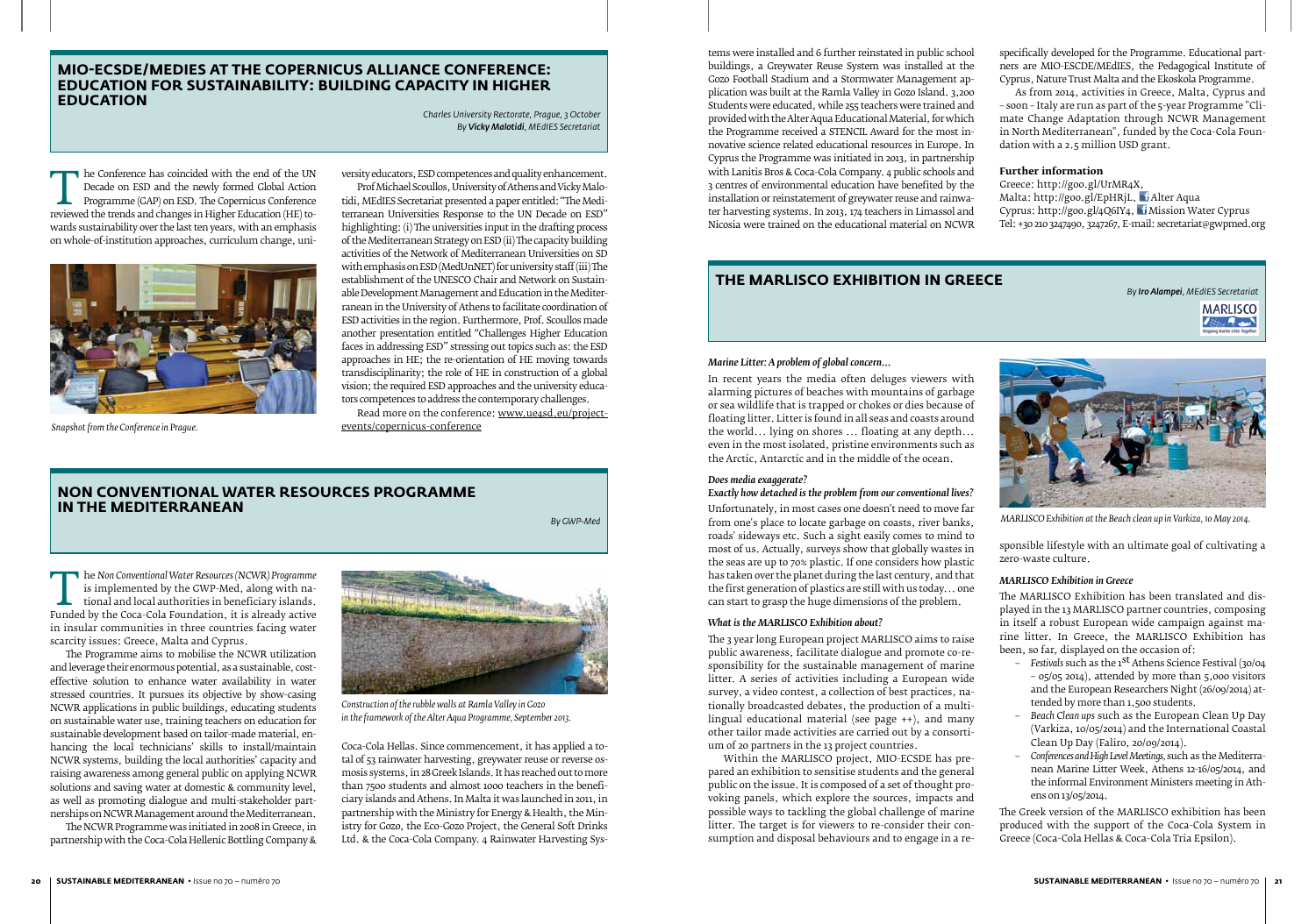## MIO-ECSDE/MEDIES AT THE COPERNICUS ALLIANCE CONFERENCE: EDUCATION FOR SUSTAINABILITY: BUILDING CAPACITY IN HIGHER EDUCATION

*Charles University Rectorate, Prague, 3 October*
*By **Vicky Malotidi**, MEdIES Secretariat*

The Conference has coincided with the end of the UN Decade on ESD and the newly formed Global Action Programme (GAP) on ESD. The Copernicus Conference reviewed the trends and changes in Higher Education (HE) towards sustainability over the last ten years, with an emphasis on whole-of-institution approaches, curriculum change, university educators, ESD competences and quality enhancement.

*Snapshot from the Conference in Prague.*

Prof Michael Scoullos, University of Athens and Vicky Malotidi, MEdIES Secretariat presented a paper entitled: "The Mediterranean Universities Response to the UN Decade on ESD" highlighting: (i) The universities input in the drafting process of the Mediterranean Strategy on ESD (ii) The capacity building activities of the Network of Mediterranean Universities on SD with emphasis on ESD (MedUnNET) for university staff (iii) The establishment of the UNESCO Chair and Network on Sustainable Development Management and Education in the Mediterranean in the University of Athens to facilitate coordination of ESD activities in the region. Furthermore, Prof. Scoullos made another presentation entitled "Challenges Higher Education faces in addressing ESD" stressing out topics such as: the ESD approaches in HE; the re-orientation of HE moving towards transdisciplinarity; the role of HE in construction of a global vision; the required ESD approaches and the university educators competences to address the contemporary challenges.

Read more on the conference: www.ue4sd.eu/project-events/copernicus-conference

## NON CONVENTIONAL WATER RESOURCES PROGRAMME IN THE MEDITERRANEAN

*By GWP-Med*

The *Non Conventional Water Resources (NCWR) Programme* is implemented by the GWP-Med, along with national and local authorities in beneficiary islands. Funded by the Coca-Cola Foundation, it is already active in insular communities in three countries facing water scarcity issues: Greece, Malta and Cyprus.

The Programme aims to mobilise the NCWR utilization and leverage their enormous potential, as a sustainable, cost-effective solution to enhance water availability in water stressed countries. It pursues its objective by show-casing NCWR applications in public buildings, educating students on sustainable water use, training teachers on education for sustainable development based on tailor-made material, enhancing the local technicians' skills to install/maintain NCWR systems, building the local authorities' capacity and raising awareness among general public on applying NCWR solutions and saving water at domestic & community level, as well as promoting dialogue and multi-stakeholder partnerships on NCWR Management around the Mediterranean.

The NCWR Programme was initiated in 2008 in Greece, in partnership with the Coca-Cola Hellenic Bottling Company & Coca-Cola Hellas. Since commencement, it has applied a total of 53 rainwater harvesting, greywater reuse or reverse osmosis systems, in 28 Greek Islands. It has reached out to more than 7500 students and almost 1000 teachers in the beneficiary islands and Athens. In Malta it was launched in 2011, in partnership with the Ministry for Energy & Health, the Ministry for Gozo, the Eco-Gozo Project, the General Soft Drinks Ltd. & the Coca-Cola Company. 4 Rainwater Harvesting Systems were installed and 6 further reinstated in public school buildings, a Greywater Reuse System was installed at the Gozo Football Stadium and a Stormwater Management application was built at the Ramla Valley in Gozo Island. 3,200 Students were educated, while 255 teachers were trained and provided with the Alter Aqua Educational Material, for which the Programme received a STENCIL Award for the most innovative science related educational resources in Europe. In Cyprus the Programme was initiated in 2013, in partnership with Lanitis Bros & Coca-Cola Company. 4 public schools and 3 centres of environmental education have benefited by the installation or reinstatement of greywater reuse and rainwater harvesting systems. In 2013, 174 teachers in Limassol and Nicosia were trained on the educational material on NCWR specifically developed for the Programme. Educational partners are MIO-ESCDE/MEdIES, the Pedagogical Institute of Cyprus, Nature Trust Malta and the Ekoskola Programme.

*Construction of the rubble walls at Ramla Valley in Gozo in the framework of the Alter Aqua Programme, September 2013.*

As from 2014, activities in Greece, Malta, Cyprus and – soon – Italy are run as part of the 5-year Programme "Climate Change Adaptation through NCWR Management in North Mediterranean", funded by the Coca-Cola Foundation with a 2.5 million USD grant.

**Further information**

Greece: http://goo.gl/UrMR4X,
Malta: http://goo.gl/EpHRjL, Alter Aqua
Cyprus: http://goo.gl/4Q6IY4, Mission Water Cyprus
Tel: +30 210 3247490, 3247267, E-mail: secretariat@gwpmed.org

## THE MARLISCO EXHIBITION IN GREECE

*By **Iro Alampei**, MEdIES Secretariat*

MARLISCO

***Marine Litter: A problem of global concern...***

In recent years the media often deluges viewers with alarming pictures of beaches with mountains of garbage or sea wildlife that is trapped or chokes or dies because of floating litter. Litter is found in all seas and coasts around the world... lying on shores ... floating at any depth... even in the most isolated, pristine environments such as the Arctic, Antarctic and in the middle of the ocean.

***Does media exaggerate?***

***Exactly how detached is the problem from our conventional lives?***

Unfortunately, in most cases one doesn't need to move far from one's place to locate garbage on coasts, river banks, roads' sideways etc. Such a sight easily comes to mind to most of us. Actually, surveys show that globally wastes in the seas are up to 70% plastic. If one considers how plastic has taken over the planet during the last century, and that the first generation of plastics are still with us today... one can start to grasp the huge dimensions of the problem.

***What is the MARLISCO Exhibition about?***

The 3 year long European project MARLISCO aims to raise public awareness, facilitate dialogue and promote co-responsibility for the sustainable management of marine litter. A series of activities including a European wide survey, a video contest, a collection of best practices, nationally broadcasted debates, the production of a multilingual educational material (see page ++), and many other tailor made activities are carried out by a consortium of 20 partners in the 13 project countries.

Within the MARLISCO project, MIO-ECSDE has prepared an exhibition to sensitise students and the general public on the issue. It is composed of a set of thought provoking panels, which explore the sources, impacts and possible ways to tackling the global challenge of marine litter. The target is for viewers to re-consider their consumption and disposal behaviours and to engage in a responsible lifestyle with an ultimate goal of cultivating a zero-waste culture.

*MARLISCO Exhibition at the Beach clean up in Varkiza, 10 May 2014.*

***MARLISCO Exhibition in Greece***

The MARLISCO Exhibition has been translated and displayed in the 13 MARLISCO partner countries, composing in itself a robust European wide campaign against marine litter. In Greece, the MARLISCO Exhibition has been, so far, displayed on the occasion of:

- *Festivals* such as the 1st Athens Science Festival (30/04 – 05/05 2014), attended by more than 5,000 visitors and the European Researchers Night (26/09/2014) attended by more than 1,500 students.
- *Beach Clean ups* such as the European Clean Up Day (Varkiza, 10/05/2014) and the International Coastal Clean Up Day (Faliro, 20/09/2014).
- *Conferences and High Level Meetings*, such as the Mediterranean Marine Litter Week, Athens 12-16/05/2014, and the informal Environment Ministers meeting in Athens on 13/05/2014.

The Greek version of the MARLISCO exhibition has been produced with the support of the Coca-Cola System in Greece (Coca-Cola Hellas & Coca-Cola Tria Epsilon).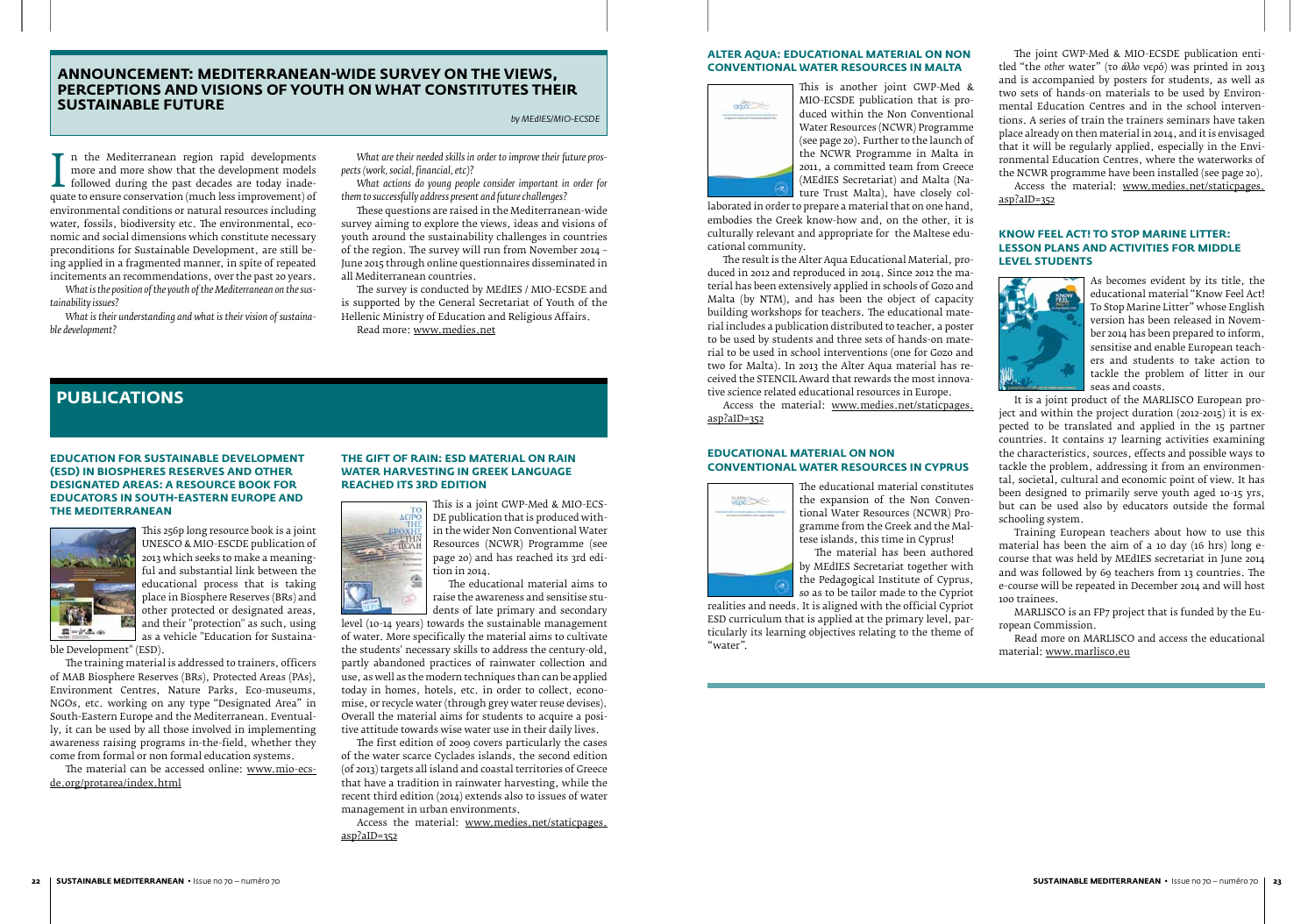## ANNOUNCEMENT: MEDITERRANEAN-WIDE SURVEY ON THE VIEWS, PERCEPTIONS AND VISIONS OF YOUTH ON WHAT CONSTITUTES THEIR SUSTAINABLE FUTURE

*by MEdIES/MIO-ECSDE*

In the Mediterranean region rapid developments more and more show that the development models followed during the past decades are today inadequate to ensure conservation (much less improvement) of environmental conditions or natural resources including water, fossils, biodiversity etc. The environmental, economic and social dimensions which constitute necessary preconditions for Sustainable Development, are still being applied in a fragmented manner, in spite of repeated incitements an recommendations, over the past 20 years.

*What is the position of the youth of the Mediterranean on the sustainability issues?*

*What is their understanding and what is their vision of sustainable development?*

*What are their needed skills in order to improve their future prospects (work, social, financial, etc)?*

*What actions do young people consider important in order for them to successfully address present and future challenges?*

These questions are raised in the Mediterranean-wide survey aiming to explore the views, ideas and visions of youth around the sustainability challenges in countries of the region. The survey will run from November 2014 – June 2015 through online questionnaires disseminated in all Mediterranean countries.

The survey is conducted by MEdIES / MIO-ECSDE and is supported by the General Secretariat of Youth of the Hellenic Ministry of Education and Religious Affairs.

Read more: www.medies.net

## PUBLICATIONS

### EDUCATION FOR SUSTAINABLE DEVELOPMENT (ESD) IN BIOSPHERES RESERVES AND OTHER DESIGNATED AREAS: A RESOURCE BOOK FOR EDUCATORS IN SOUTH-EASTERN EUROPE AND THE MEDITERRANEAN

This 256p long resource book is a joint UNESCO & MIO-ECSDE publication of 2013 which seeks to make a meaningful and substantial link between the educational process that is taking place in Biosphere Reserves (BRs) and other protected or designated areas, and their "protection" as such, using as a vehicle "Education for Sustainable Development" (ESD).

The training material is addressed to trainers, officers of MAB Biosphere Reserves (BRs), Protected Areas (PAs), Environment Centres, Nature Parks, Eco-museums, NGOs, etc. working on any type "Designated Area" in South-Eastern Europe and the Mediterranean. Eventually, it can be used by all those involved in implementing awareness raising programs in-the-field, whether they come from formal or non formal education systems.

The material can be accessed online: www.mio-ecsde.org/protarea/index.html

### THE GIFT OF RAIN: ESD MATERIAL ON RAIN WATER HARVESTING IN GREEK LANGUAGE REACHED ITS 3RD EDITION

This is a joint GWP-Med & MIO-ECSDE publication that is produced within the wider Non Conventional Water Resources (NCWR) Programme (see page 20) and has reached its 3rd edition in 2014.

The educational material aims to raise the awareness and sensitise students of late primary and secondary level (10-14 years) towards the sustainable management of water. More specifically the material aims to cultivate the students' necessary skills to address the century-old, partly abandoned practices of rainwater collection and use, as well as the modern techniques than can be applied today in homes, hotels, etc. in order to collect, economise, or recycle water (through grey water reuse devises). Overall the material aims for students to acquire a positive attitude towards wise water use in their daily lives.

The first edition of 2009 covers particularly the cases of the water scarce Cyclades islands, the second edition (of 2013) targets all island and coastal territories of Greece that have a tradition in rainwater harvesting, while the recent third edition (2014) extends also to issues of water management in urban environments.

Access the material: www.medies.net/staticpages.asp?aID=352

### ALTER AQUA: EDUCATIONAL MATERIAL ON NON CONVENTIONAL WATER RESOURCES IN MALTA

This is another joint GWP-Med & MIO-ECSDE publication that is produced within the Non Conventional Water Resources (NCWR) Programme (see page 20). Further to the launch of the NCWR Programme in Malta in 2011, a committed team from Greece (MEdIES Secretariat) and Malta (Nature Trust Malta), have closely collaborated in order to prepare a material that on one hand, embodies the Greek know-how and, on the other, it is culturally relevant and appropriate for the Maltese educational community.

The result is the Alter Aqua Educational Material, produced in 2012 and reproduced in 2014. Since 2012 the material has been extensively applied in schools of Gozo and Malta (by NTM), and has been the object of capacity building workshops for teachers. The educational material includes a publication distributed to teacher, a poster to be used by students and three sets of hands-on material to be used in school interventions (one for Gozo and two for Malta). In 2013 the Alter Aqua material has received the STENCIL Award that rewards the most innovative science related educational resources in Europe.

Access the material: www.medies.net/staticpages.asp?aID=352

### EDUCATIONAL MATERIAL ON NON CONVENTIONAL WATER RESOURCES IN CYPRUS

The educational material constitutes the expansion of the Non Conventional Water Resources (NCWR) Programme from the Greek and the Maltese islands, this time in Cyprus!

The material has been authored by MEdIES Secretariat together with the Pedagogical Institute of Cyprus, so as to be tailor made to the Cypriot realities and needs. It is aligned with the official Cypriot ESD curriculum that is applied at the primary level, particularly its learning objectives relating to the theme of "water".

The joint GWP-Med & MIO-ECSDE publication entitled "the *other* water" (*το άλλο νερό*) was printed in 2013 and is accompanied by posters for students, as well as two sets of hands-on materials to be used by Environmental Education Centres and in the school interventions. A series of train the trainers seminars have taken place already on then material in 2014, and it is envisaged that it will be regularly applied, especially in the Environmental Education Centres, where the waterworks of the NCWR programme have been installed (see page 20).

Access the material: www.medies.net/staticpages.asp?aID=352

### KNOW FEEL ACT! TO STOP MARINE LITTER: LESSON PLANS AND ACTIVITIES FOR MIDDLE LEVEL STUDENTS

As becomes evident by its title, the educational material "Know Feel Act! To Stop Marine Litter" whose English version has been released in November 2014 has been prepared to inform, sensitise and enable European teachers and students to take action to tackle the problem of litter in our seas and coasts.

It is a joint product of the MARLISCO European project and within the project duration (2012-2015) it is expected to be translated and applied in the 15 partner countries. It contains 17 learning activities examining the characteristics, sources, effects and possible ways to tackle the problem, addressing it from an environmental, societal, cultural and economic point of view. It has been designed to primarily serve youth aged 10-15 yrs, but can be used also by educators outside the formal schooling system.

Training European teachers about how to use this material has been the aim of a 10 day (16 hrs) long e-course that was held by MEdIES secretariat in June 2014 and was followed by 69 teachers from 13 countries. The e-course will be repeated in December 2014 and will host 100 trainees.

MARLISCO is an FP7 project that is funded by the European Commission.

Read more on MARLISCO and access the educational material: www.marlisco.eu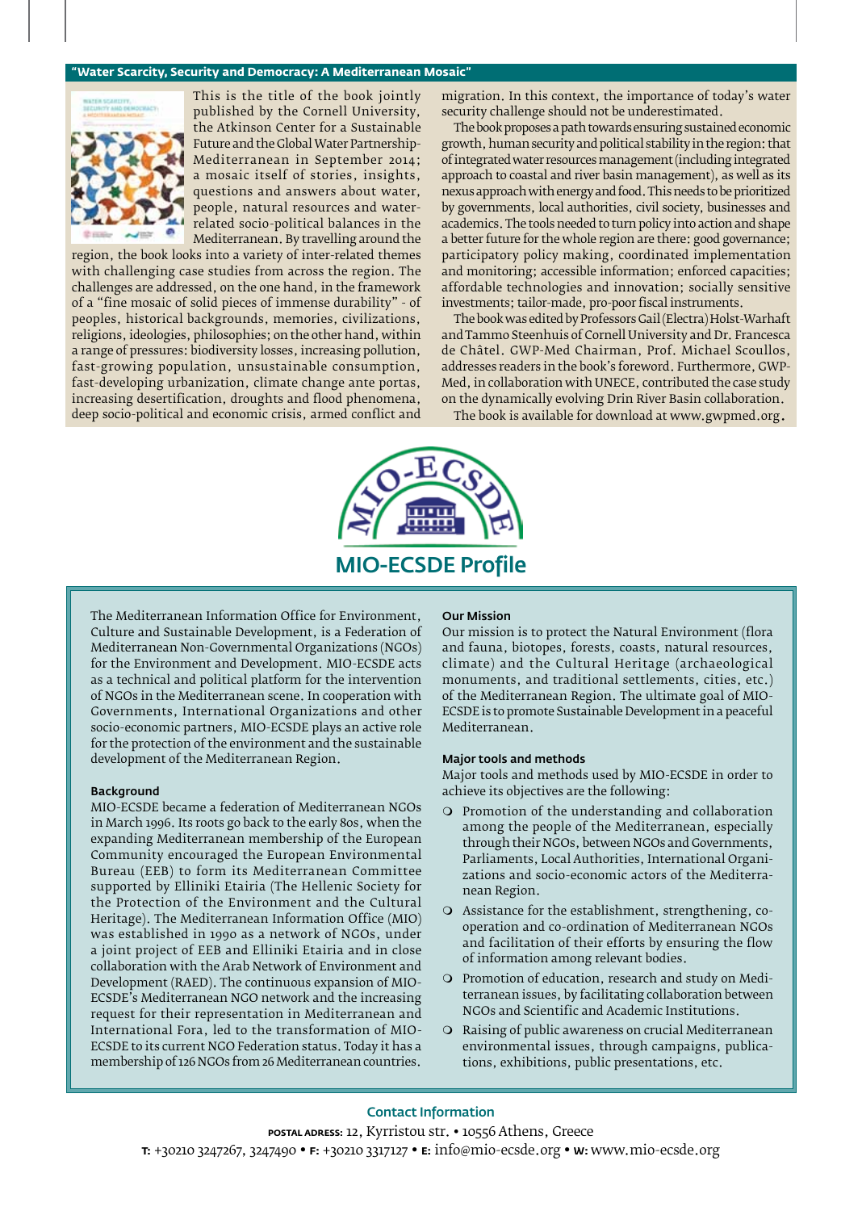## "Water Scarcity, Security and Democracy: A Mediterranean Mosaic"

This is the title of the book jointly published by the Cornell University, the Atkinson Center for a Sustainable Future and the Global Water Partnership-Mediterranean in September 2014; a mosaic itself of stories, insights, questions and answers about water, people, natural resources and water-related socio-political balances in the Mediterranean. By travelling around the region, the book looks into a variety of inter-related themes with challenging case studies from across the region. The challenges are addressed, on the one hand, in the framework of a "fine mosaic of solid pieces of immense durability" - of peoples, historical backgrounds, memories, civilizations, religions, ideologies, philosophies; on the other hand, within a range of pressures: biodiversity losses, increasing pollution, fast-growing population, unsustainable consumption, fast-developing urbanization, climate change ante portas, increasing desertification, droughts and flood phenomena, deep socio-political and economic crisis, armed conflict and migration. In this context, the importance of today's water security challenge should not be underestimated.

The book proposes a path towards ensuring sustained economic growth, human security and political stability in the region: that of integrated water resources management (including integrated approach to coastal and river basin management), as well as its nexus approach with energy and food. This needs to be prioritized by governments, local authorities, civil society, businesses and academics. The tools needed to turn policy into action and shape a better future for the whole region are there: good governance; participatory policy making, coordinated implementation and monitoring; accessible information; enforced capacities; affordable technologies and innovation; socially sensitive investments; tailor-made, pro-poor fiscal instruments.

The book was edited by Professors Gail (Electra) Holst-Warhaft and Tammo Steenhuis of Cornell University and Dr. Francesca de Châtel. GWP-Med Chairman, Prof. Michael Scoullos, addresses readers in the book's foreword. Furthermore, GWP-Med, in collaboration with UNECE, contributed the case study on the dynamically evolving Drin River Basin collaboration.

The book is available for download at www.gwpmed.org.

MIO-ECSDE

# MIO-ECSDE Profile

The Mediterranean Information Office for Environment, Culture and Sustainable Development, is a Federation of Mediterranean Non-Governmental Organizations (NGOs) for the Environment and Development. MIO-ECSDE acts as a technical and political platform for the intervention of NGOs in the Mediterranean scene. In cooperation with Governments, International Organizations and other socio-economic partners, MIO-ECSDE plays an active role for the protection of the environment and the sustainable development of the Mediterranean Region.

### Background

MIO-ECSDE became a federation of Mediterranean NGOs in March 1996. Its roots go back to the early 80s, when the expanding Mediterranean membership of the European Community encouraged the European Environmental Bureau (EEB) to form its Mediterranean Committee supported by Elliniki Etairia (The Hellenic Society for the Protection of the Environment and the Cultural Heritage). The Mediterranean Information Office (MIO) was established in 1990 as a network of NGOs, under a joint project of EEB and Elliniki Etairia and in close collaboration with the Arab Network of Environment and Development (RAED). The continuous expansion of MIO-ECSDE's Mediterranean NGO network and the increasing request for their representation in Mediterranean and International Fora, led to the transformation of MIO-ECSDE to its current NGO Federation status. Today it has a membership of 126 NGOs from 26 Mediterranean countries.

### Our Mission

Our mission is to protect the Natural Environment (flora and fauna, biotopes, forests, coasts, natural resources, climate) and the Cultural Heritage (archaeological monuments, and traditional settlements, cities, etc.) of the Mediterranean Region. The ultimate goal of MIO-ECSDE is to promote Sustainable Development in a peaceful Mediterranean.

### Major tools and methods

Major tools and methods used by MIO-ECSDE in order to achieve its objectives are the following:

- Promotion of the understanding and collaboration among the people of the Mediterranean, especially through their NGOs, between NGOs and Governments, Parliaments, Local Authorities, International Organizations and socio-economic actors of the Mediterranean Region.
- Assistance for the establishment, strengthening, co-operation and co-ordination of Mediterranean NGOs and facilitation of their efforts by ensuring the flow of information among relevant bodies.
- Promotion of education, research and study on Mediterranean issues, by facilitating collaboration between NGOs and Scientific and Academic Institutions.
- Raising of public awareness on crucial Mediterranean environmental issues, through campaigns, publications, exhibitions, public presentations, etc.

### Contact Information

**POSTAL ADRESS:** 12, Kyrristou str. • 10556 Athens, Greece
**T:** +30210 3247267, 3247490 • **F:** +30210 3317127 • **E:** info@mio-ecsde.org • **W:** www.mio-ecsde.org